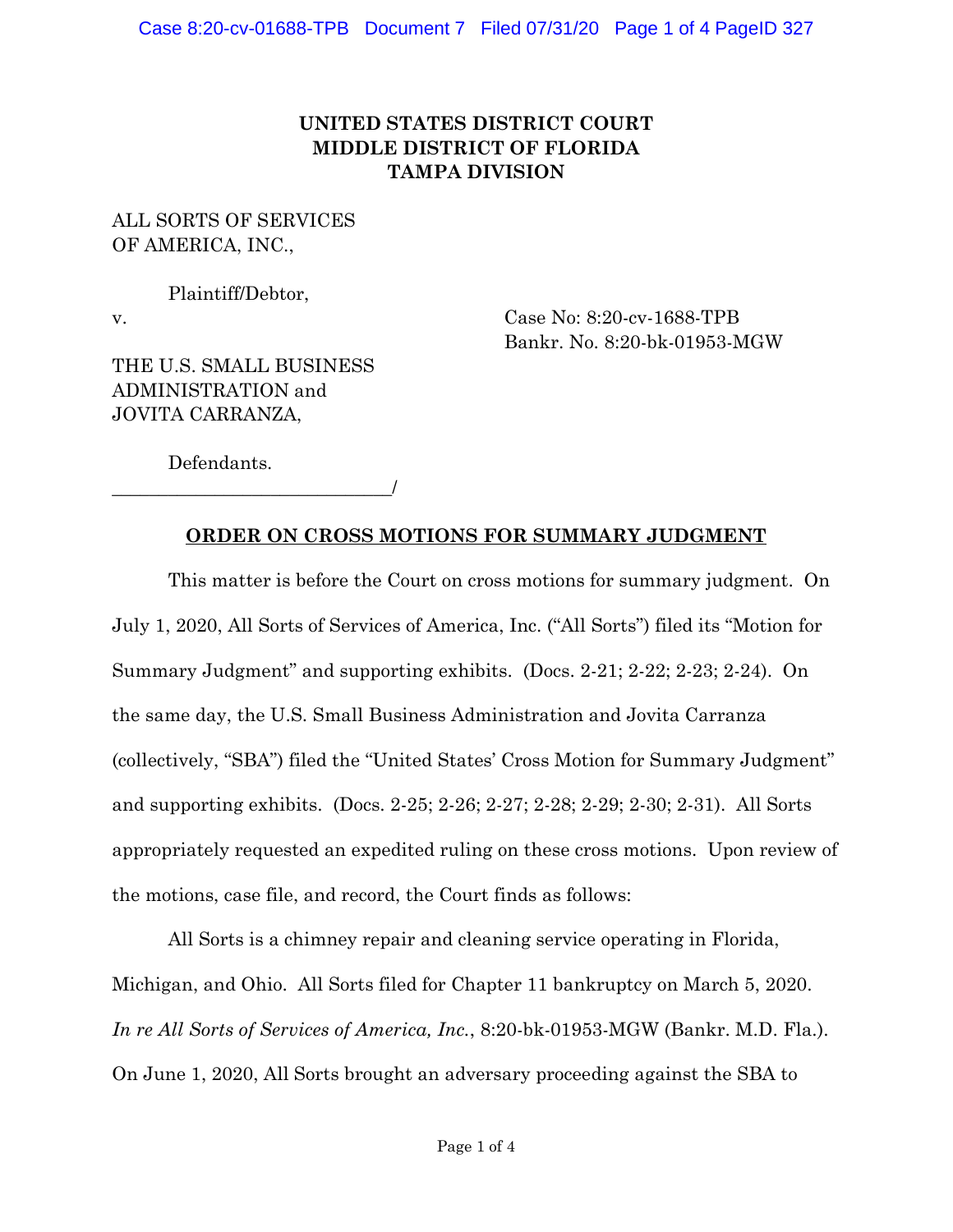**UNITED STATES DISTRICT COURT**
**MIDDLE DISTRICT OF FLORIDA**
**TAMPA DIVISION**

ALL SORTS OF SERVICES
OF AMERICA, INC.,

Plaintiff/Debtor,

v. Case No: 8:20-cv-1688-TPB
Bankr. No. 8:20-bk-01953-MGW

THE U.S. SMALL BUSINESS
ADMINISTRATION and
JOVITA CARRANZA,

Defendants.
\_\_\_\_\_\_\_\_\_\_\_\_\_\_\_\_\_\_\_\_\_\_\_\_\_\_\_\_\_\_\_\_\_\_/

**ORDER ON CROSS MOTIONS FOR SUMMARY JUDGMENT**

This matter is before the Court on cross motions for summary judgment. On July 1, 2020, All Sorts of Services of America, Inc. ("All Sorts") filed its "Motion for Summary Judgment" and supporting exhibits. (Docs. 2-21; 2-22; 2-23; 2-24). On the same day, the U.S. Small Business Administration and Jovita Carranza (collectively, "SBA") filed the "United States' Cross Motion for Summary Judgment" and supporting exhibits. (Docs. 2-25; 2-26; 2-27; 2-28; 2-29; 2-30; 2-31). All Sorts appropriately requested an expedited ruling on these cross motions. Upon review of the motions, case file, and record, the Court finds as follows:

All Sorts is a chimney repair and cleaning service operating in Florida, Michigan, and Ohio. All Sorts filed for Chapter 11 bankruptcy on March 5, 2020. *In re All Sorts of Services of America, Inc.*, 8:20-bk-01953-MGW (Bankr. M.D. Fla.). On June 1, 2020, All Sorts brought an adversary proceeding against the SBA to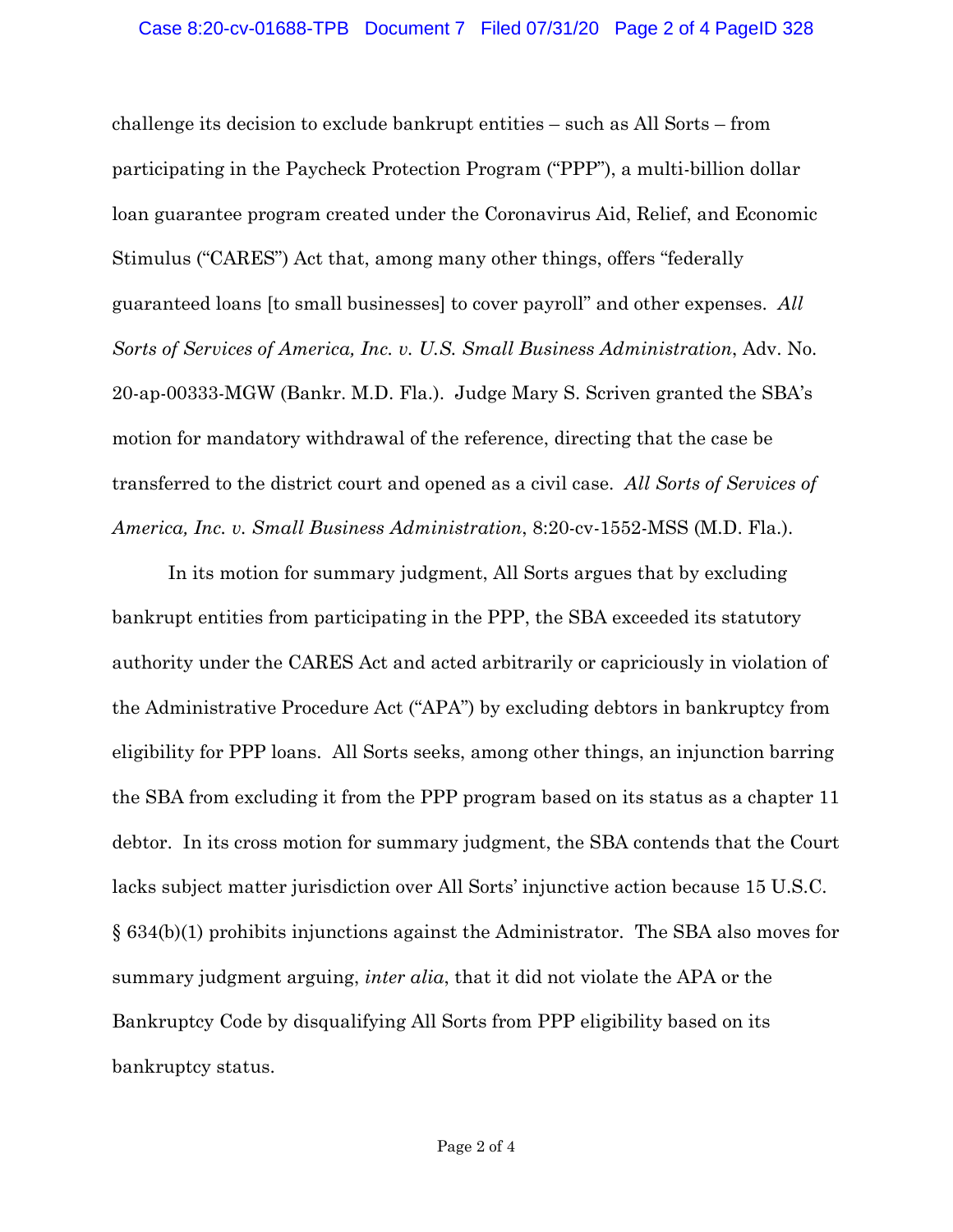challenge its decision to exclude bankrupt entities – such as All Sorts – from participating in the Paycheck Protection Program ("PPP"), a multi-billion dollar loan guarantee program created under the Coronavirus Aid, Relief, and Economic Stimulus ("CARES") Act that, among many other things, offers "federally guaranteed loans [to small businesses] to cover payroll" and other expenses. *All Sorts of Services of America, Inc. v. U.S. Small Business Administration*, Adv. No. 20-ap-00333-MGW (Bankr. M.D. Fla.). Judge Mary S. Scriven granted the SBA's motion for mandatory withdrawal of the reference, directing that the case be transferred to the district court and opened as a civil case. *All Sorts of Services of America, Inc. v. Small Business Administration*, 8:20-cv-1552-MSS (M.D. Fla.).

In its motion for summary judgment, All Sorts argues that by excluding bankrupt entities from participating in the PPP, the SBA exceeded its statutory authority under the CARES Act and acted arbitrarily or capriciously in violation of the Administrative Procedure Act ("APA") by excluding debtors in bankruptcy from eligibility for PPP loans. All Sorts seeks, among other things, an injunction barring the SBA from excluding it from the PPP program based on its status as a chapter 11 debtor. In its cross motion for summary judgment, the SBA contends that the Court lacks subject matter jurisdiction over All Sorts' injunctive action because 15 U.S.C. § 634(b)(1) prohibits injunctions against the Administrator. The SBA also moves for summary judgment arguing, *inter alia*, that it did not violate the APA or the Bankruptcy Code by disqualifying All Sorts from PPP eligibility based on its bankruptcy status.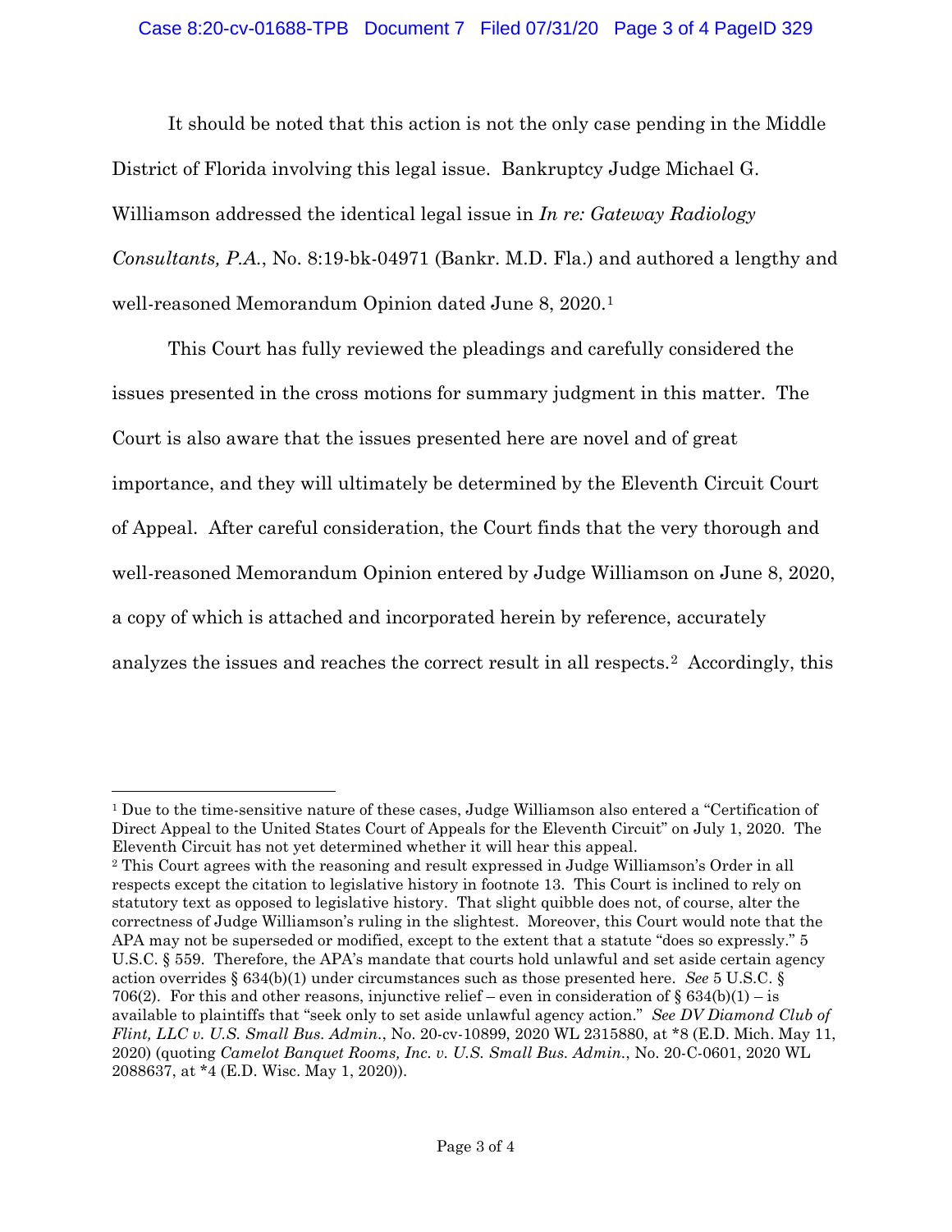It should be noted that this action is not the only case pending in the Middle District of Florida involving this legal issue. Bankruptcy Judge Michael G. Williamson addressed the identical legal issue in *In re: Gateway Radiology Consultants, P.A.*, No. 8:19-bk-04971 (Bankr. M.D. Fla.) and authored a lengthy and well-reasoned Memorandum Opinion dated June 8, 2020.[1]

This Court has fully reviewed the pleadings and carefully considered the issues presented in the cross motions for summary judgment in this matter. The Court is also aware that the issues presented here are novel and of great importance, and they will ultimately be determined by the Eleventh Circuit Court of Appeal. After careful consideration, the Court finds that the very thorough and well-reasoned Memorandum Opinion entered by Judge Williamson on June 8, 2020, a copy of which is attached and incorporated herein by reference, accurately analyzes the issues and reaches the correct result in all respects.[2] Accordingly, this

---

[1] Due to the time-sensitive nature of these cases, Judge Williamson also entered a "Certification of Direct Appeal to the United States Court of Appeals for the Eleventh Circuit" on July 1, 2020. The Eleventh Circuit has not yet determined whether it will hear this appeal.

[2] This Court agrees with the reasoning and result expressed in Judge Williamson's Order in all respects except the citation to legislative history in footnote 13. This Court is inclined to rely on statutory text as opposed to legislative history. That slight quibble does not, of course, alter the correctness of Judge Williamson's ruling in the slightest. Moreover, this Court would note that the APA may not be superseded or modified, except to the extent that a statute "does so expressly." 5 U.S.C. § 559. Therefore, the APA's mandate that courts hold unlawful and set aside certain agency action overrides § 634(b)(1) under circumstances such as those presented here. *See* 5 U.S.C. § 706(2). For this and other reasons, injunctive relief – even in consideration of § 634(b)(1) – is available to plaintiffs that "seek only to set aside unlawful agency action." *See DV Diamond Club of Flint, LLC v. U.S. Small Bus. Admin.*, No. 20-cv-10899, 2020 WL 2315880, at *8 (E.D. Mich. May 11, 2020) (quoting *Camelot Banquet Rooms, Inc. v. U.S. Small Bus. Admin.*, No. 20-C-0601, 2020 WL 2088637, at *4 (E.D. Wisc. May 1, 2020)).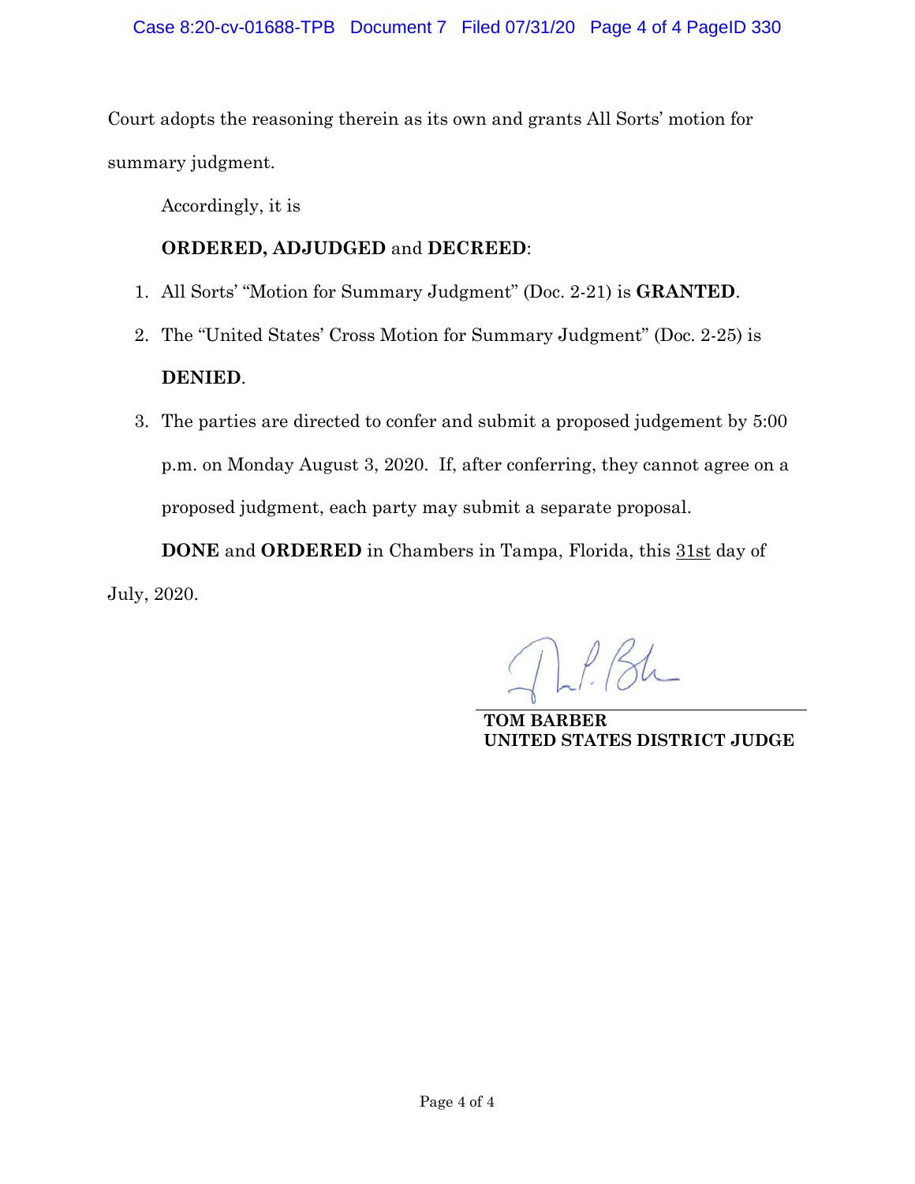Court adopts the reasoning therein as its own and grants All Sorts' motion for summary judgment.

Accordingly, it is

**ORDERED, ADJUDGED** and **DECREED**:

1. All Sorts' "Motion for Summary Judgment" (Doc. 2-21) is **GRANTED**.
2. The "United States' Cross Motion for Summary Judgment" (Doc. 2-25) is **DENIED**.
3. The parties are directed to confer and submit a proposed judgement by 5:00 p.m. on Monday August 3, 2020. If, after conferring, they cannot agree on a proposed judgment, each party may submit a separate proposal.

**DONE** and **ORDERED** in Chambers in Tampa, Florida, this 31st day of July, 2020.

**TOM BARBER**
**UNITED STATES DISTRICT JUDGE**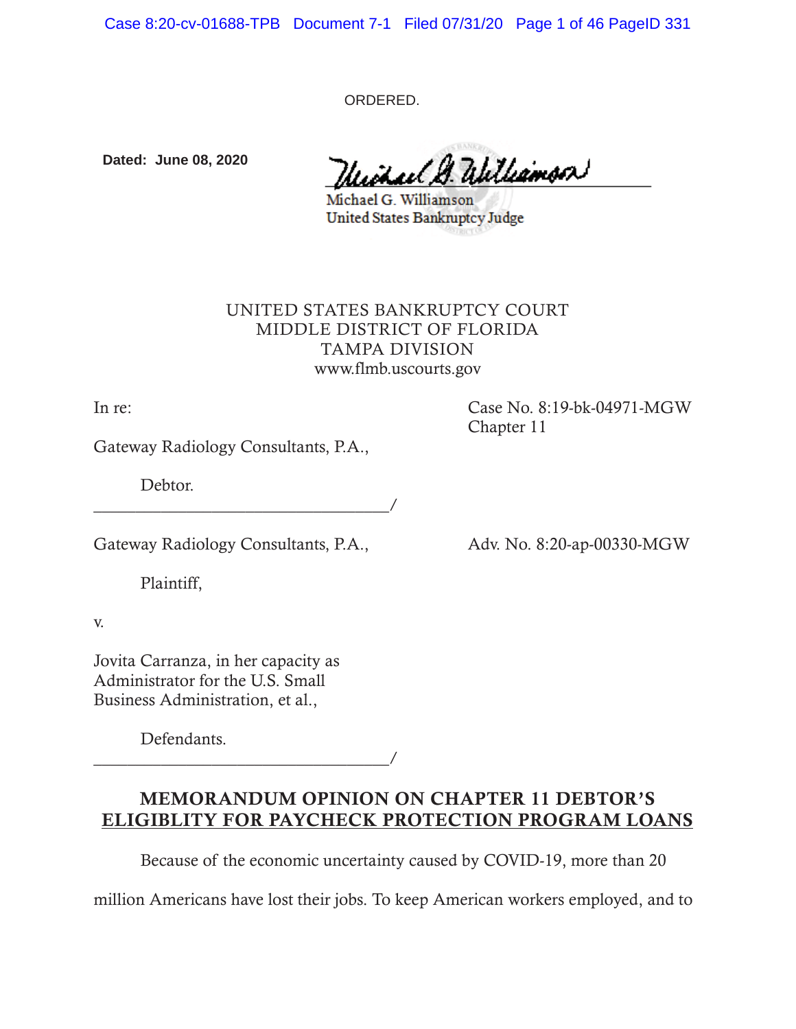ORDERED.

**Dated: June 08, 2020**

Michael G. Williamson
United States Bankruptcy Judge

UNITED STATES BANKRUPTCY COURT
MIDDLE DISTRICT OF FLORIDA
TAMPA DIVISION
www.flmb.uscourts.gov

In re: Case No. 8:19-bk-04971-MGW
Chapter 11

Gateway Radiology Consultants, P.A.,

Debtor.
________________________________/

Gateway Radiology Consultants, P.A., Adv. No. 8:20-ap-00330-MGW

Plaintiff,

v.

Jovita Carranza, in her capacity as Administrator for the U.S. Small Business Administration, et al.,

Defendants.
________________________________/

## MEMORANDUM OPINION ON CHAPTER 11 DEBTOR'S ELIGIBLITY FOR PAYCHECK PROTECTION PROGRAM LOANS

Because of the economic uncertainty caused by COVID-19, more than 20 million Americans have lost their jobs. To keep American workers employed, and to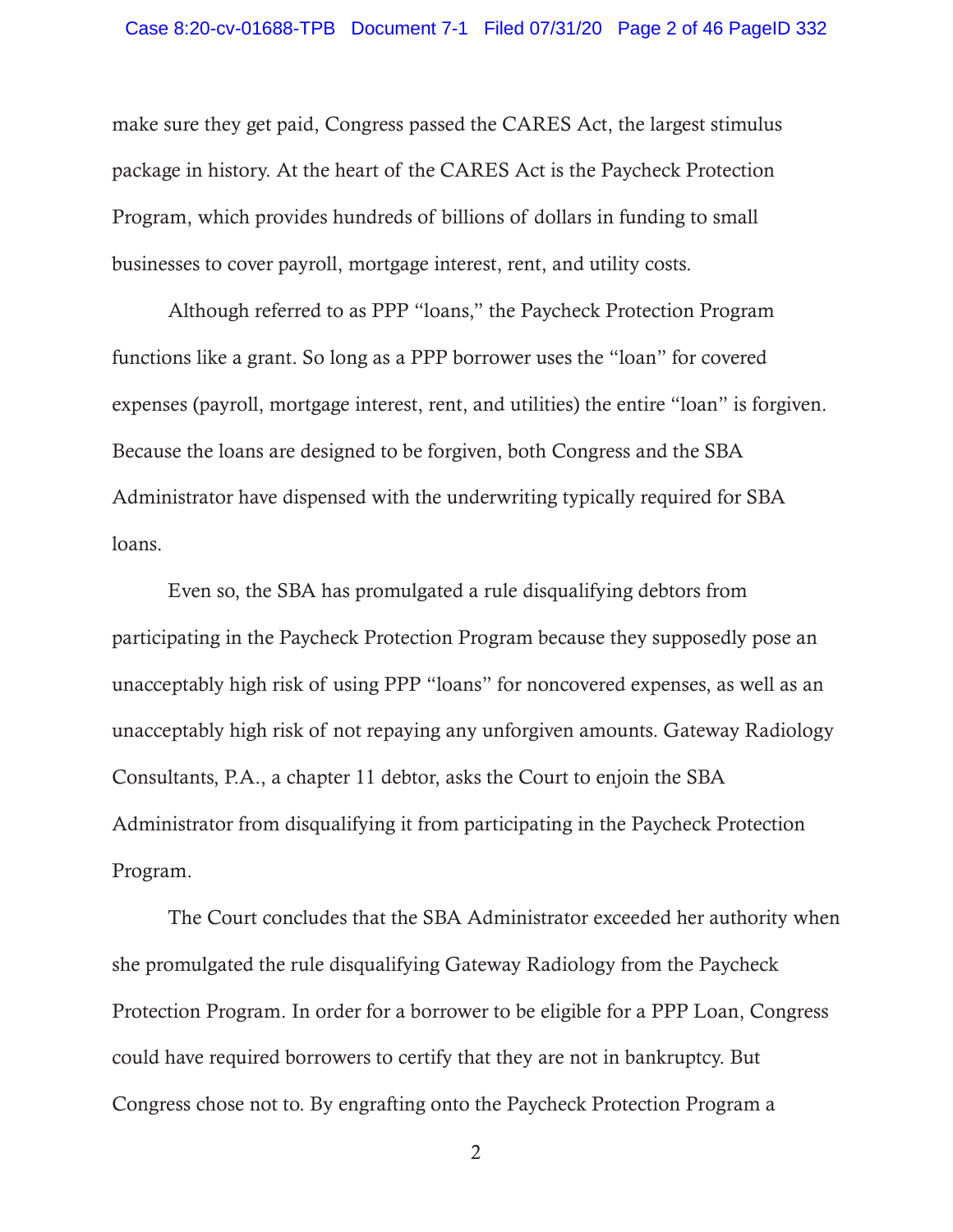make sure they get paid, Congress passed the CARES Act, the largest stimulus package in history. At the heart of the CARES Act is the Paycheck Protection Program, which provides hundreds of billions of dollars in funding to small businesses to cover payroll, mortgage interest, rent, and utility costs.

Although referred to as PPP "loans," the Paycheck Protection Program functions like a grant. So long as a PPP borrower uses the "loan" for covered expenses (payroll, mortgage interest, rent, and utilities) the entire "loan" is forgiven. Because the loans are designed to be forgiven, both Congress and the SBA Administrator have dispensed with the underwriting typically required for SBA loans.

Even so, the SBA has promulgated a rule disqualifying debtors from participating in the Paycheck Protection Program because they supposedly pose an unacceptably high risk of using PPP "loans" for noncovered expenses, as well as an unacceptably high risk of not repaying any unforgiven amounts. Gateway Radiology Consultants, P.A., a chapter 11 debtor, asks the Court to enjoin the SBA Administrator from disqualifying it from participating in the Paycheck Protection Program.

The Court concludes that the SBA Administrator exceeded her authority when she promulgated the rule disqualifying Gateway Radiology from the Paycheck Protection Program. In order for a borrower to be eligible for a PPP Loan, Congress could have required borrowers to certify that they are not in bankruptcy. But Congress chose not to. By engrafting onto the Paycheck Protection Program a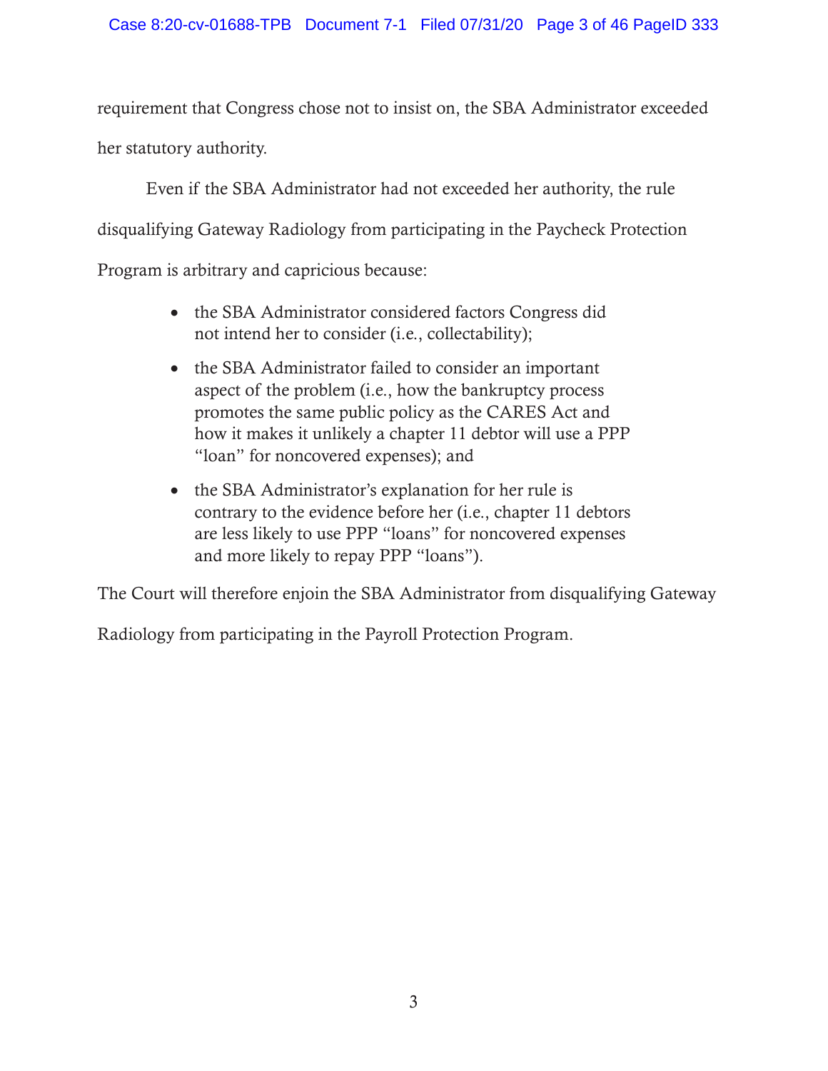requirement that Congress chose not to insist on, the SBA Administrator exceeded her statutory authority.

Even if the SBA Administrator had not exceeded her authority, the rule disqualifying Gateway Radiology from participating in the Paycheck Protection Program is arbitrary and capricious because:

- the SBA Administrator considered factors Congress did not intend her to consider (i.e., collectability);
- the SBA Administrator failed to consider an important aspect of the problem (i.e., how the bankruptcy process promotes the same public policy as the CARES Act and how it makes it unlikely a chapter 11 debtor will use a PPP "loan" for noncovered expenses); and
- the SBA Administrator's explanation for her rule is contrary to the evidence before her (i.e., chapter 11 debtors are less likely to use PPP "loans" for noncovered expenses and more likely to repay PPP "loans").

The Court will therefore enjoin the SBA Administrator from disqualifying Gateway Radiology from participating in the Payroll Protection Program.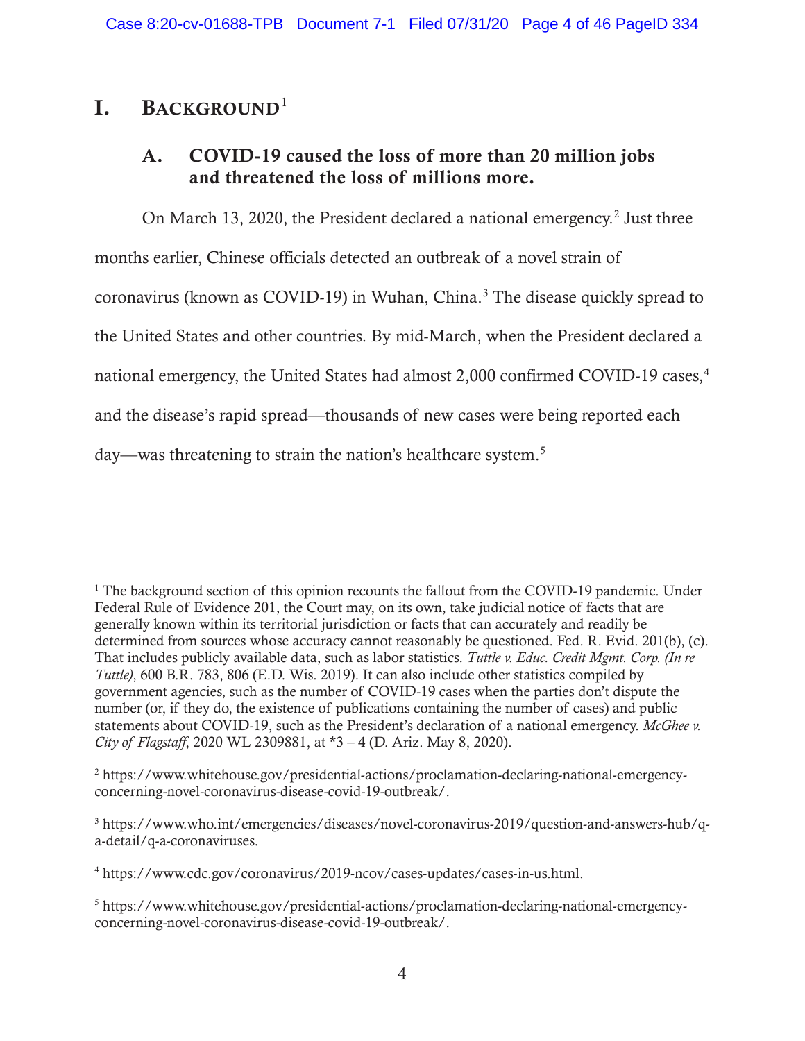# I. BACKGROUND[1]

## A. COVID-19 caused the loss of more than 20 million jobs and threatened the loss of millions more.

On March 13, 2020, the President declared a national emergency.[2] Just three months earlier, Chinese officials detected an outbreak of a novel strain of coronavirus (known as COVID-19) in Wuhan, China.[3] The disease quickly spread to the United States and other countries. By mid-March, when the President declared a national emergency, the United States had almost 2,000 confirmed COVID-19 cases,[4] and the disease's rapid spread—thousands of new cases were being reported each day—was threatening to strain the nation's healthcare system.[5]

---

[1] The background section of this opinion recounts the fallout from the COVID-19 pandemic. Under Federal Rule of Evidence 201, the Court may, on its own, take judicial notice of facts that are generally known within its territorial jurisdiction or facts that can accurately and readily be determined from sources whose accuracy cannot reasonably be questioned. Fed. R. Evid. 201(b), (c). That includes publicly available data, such as labor statistics. *Tuttle v. Educ. Credit Mgmt. Corp. (In re Tuttle)*, 600 B.R. 783, 806 (E.D. Wis. 2019). It can also include other statistics compiled by government agencies, such as the number of COVID-19 cases when the parties don't dispute the number (or, if they do, the existence of publications containing the number of cases) and public statements about COVID-19, such as the President's declaration of a national emergency. *McGhee v. City of Flagstaff*, 2020 WL 2309881, at *3 – 4 (D. Ariz. May 8, 2020).

[2] https://www.whitehouse.gov/presidential-actions/proclamation-declaring-national-emergency-concerning-novel-coronavirus-disease-covid-19-outbreak/.

[3] https://www.who.int/emergencies/diseases/novel-coronavirus-2019/question-and-answers-hub/q-a-detail/q-a-coronaviruses.

[4] https://www.cdc.gov/coronavirus/2019-ncov/cases-updates/cases-in-us.html.

[5] https://www.whitehouse.gov/presidential-actions/proclamation-declaring-national-emergency-concerning-novel-coronavirus-disease-covid-19-outbreak/.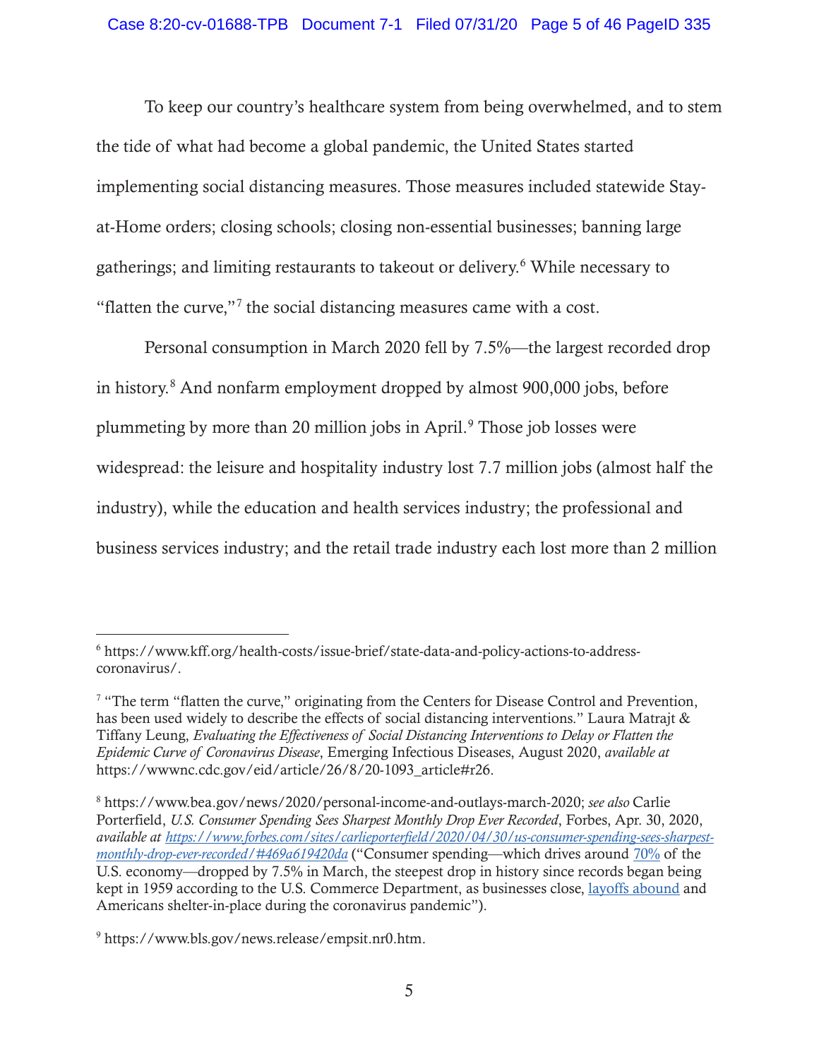To keep our country's healthcare system from being overwhelmed, and to stem the tide of what had become a global pandemic, the United States started implementing social distancing measures. Those measures included statewide Stay-at-Home orders; closing schools; closing non-essential businesses; banning large gatherings; and limiting restaurants to takeout or delivery.[6] While necessary to "flatten the curve,"[7] the social distancing measures came with a cost.

Personal consumption in March 2020 fell by 7.5%—the largest recorded drop in history.[8] And nonfarm employment dropped by almost 900,000 jobs, before plummeting by more than 20 million jobs in April.[9] Those job losses were widespread: the leisure and hospitality industry lost 7.7 million jobs (almost half the industry), while the education and health services industry; the professional and business services industry; and the retail trade industry each lost more than 2 million

---

[6] https://www.kff.org/health-costs/issue-brief/state-data-and-policy-actions-to-address-coronavirus/.

[7] "The term "flatten the curve," originating from the Centers for Disease Control and Prevention, has been used widely to describe the effects of social distancing interventions." Laura Matrajt & Tiffany Leung, *Evaluating the Effectiveness of Social Distancing Interventions to Delay or Flatten the Epidemic Curve of Coronavirus Disease*, Emerging Infectious Diseases, August 2020, *available at* https://wwwnc.cdc.gov/eid/article/26/8/20-1093_article#r26.

[8] https://www.bea.gov/news/2020/personal-income-and-outlays-march-2020; *see also* Carlie Porterfield, *U.S. Consumer Spending Sees Sharpest Monthly Drop Ever Recorded*, Forbes, Apr. 30, 2020, *available at [https://www.forbes.com/sites/carlieporterfield/2020/04/30/us-consumer-spending-sees-sharpest-monthly-drop-ever-recorded/#469a619420da](https://www.forbes.com/sites/carlieporterfield/2020/04/30/us-consumer-spending-sees-sharpest-monthly-drop-ever-recorded/#469a619420da)* ("Consumer spending—which drives around 70% of the U.S. economy—dropped by 7.5% in March, the steepest drop in history since records began being kept in 1959 according to the U.S. Commerce Department, as businesses close, layoffs abound and Americans shelter-in-place during the coronavirus pandemic").

[9] https://www.bls.gov/news.release/empsit.nr0.htm.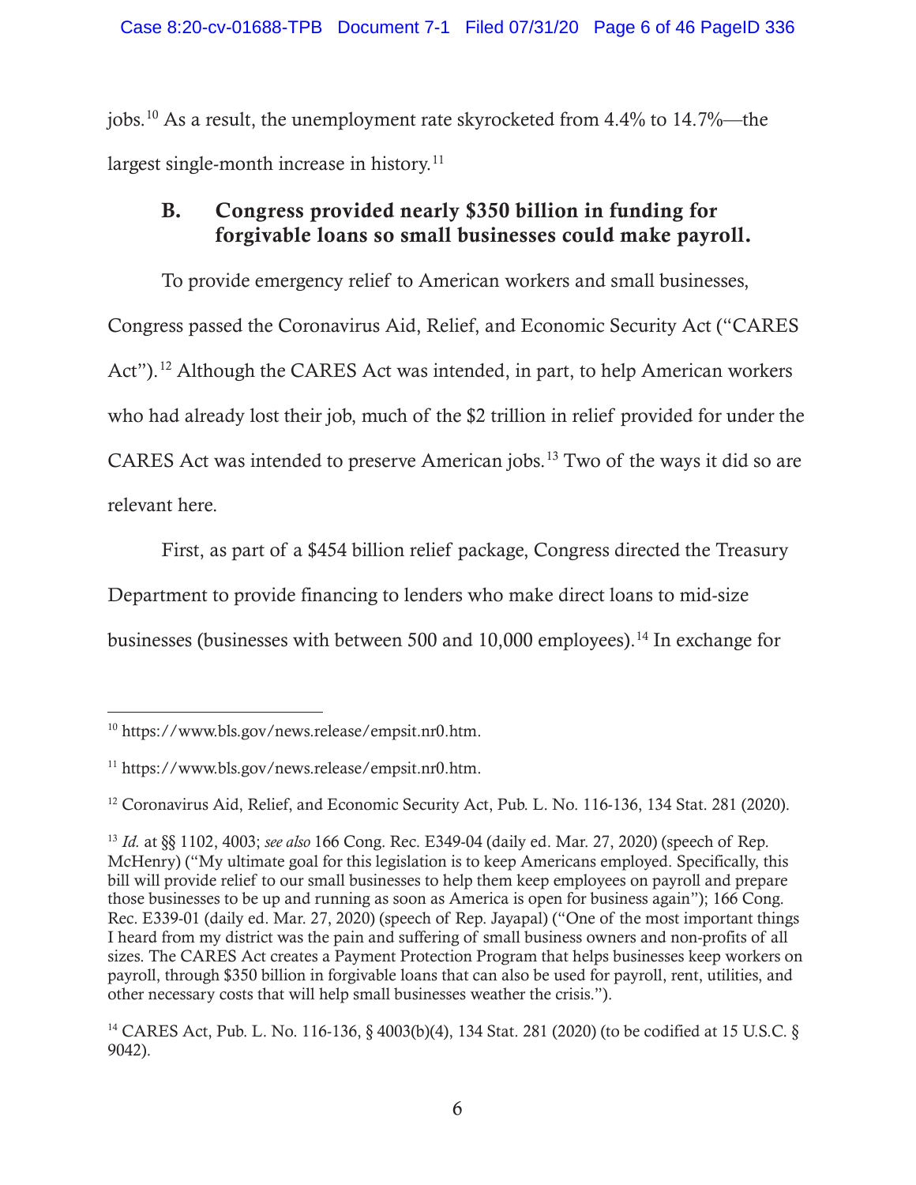jobs.[10] As a result, the unemployment rate skyrocketed from 4.4% to 14.7%—the largest single-month increase in history.[11]

### B. Congress provided nearly $350 billion in funding for forgivable loans so small businesses could make payroll.

To provide emergency relief to American workers and small businesses, Congress passed the Coronavirus Aid, Relief, and Economic Security Act ("CARES Act").[12] Although the CARES Act was intended, in part, to help American workers who had already lost their job, much of the $2 trillion in relief provided for under the CARES Act was intended to preserve American jobs.[13] Two of the ways it did so are relevant here.

First, as part of a $454 billion relief package, Congress directed the Treasury Department to provide financing to lenders who make direct loans to mid-size businesses (businesses with between 500 and 10,000 employees).[14] In exchange for

---

[10] https://www.bls.gov/news.release/empsit.nr0.htm.

[11] https://www.bls.gov/news.release/empsit.nr0.htm.

[12] Coronavirus Aid, Relief, and Economic Security Act, Pub. L. No. 116-136, 134 Stat. 281 (2020).

[13] *Id.* at §§ 1102, 4003; *see also* 166 Cong. Rec. E349-04 (daily ed. Mar. 27, 2020) (speech of Rep. McHenry) ("My ultimate goal for this legislation is to keep Americans employed. Specifically, this bill will provide relief to our small businesses to help them keep employees on payroll and prepare those businesses to be up and running as soon as America is open for business again"); 166 Cong. Rec. E339-01 (daily ed. Mar. 27, 2020) (speech of Rep. Jayapal) ("One of the most important things I heard from my district was the pain and suffering of small business owners and non-profits of all sizes. The CARES Act creates a Payment Protection Program that helps businesses keep workers on payroll, through $350 billion in forgivable loans that can also be used for payroll, rent, utilities, and other necessary costs that will help small businesses weather the crisis.").

[14] CARES Act, Pub. L. No. 116-136, § 4003(b)(4), 134 Stat. 281 (2020) (to be codified at 15 U.S.C. § 9042).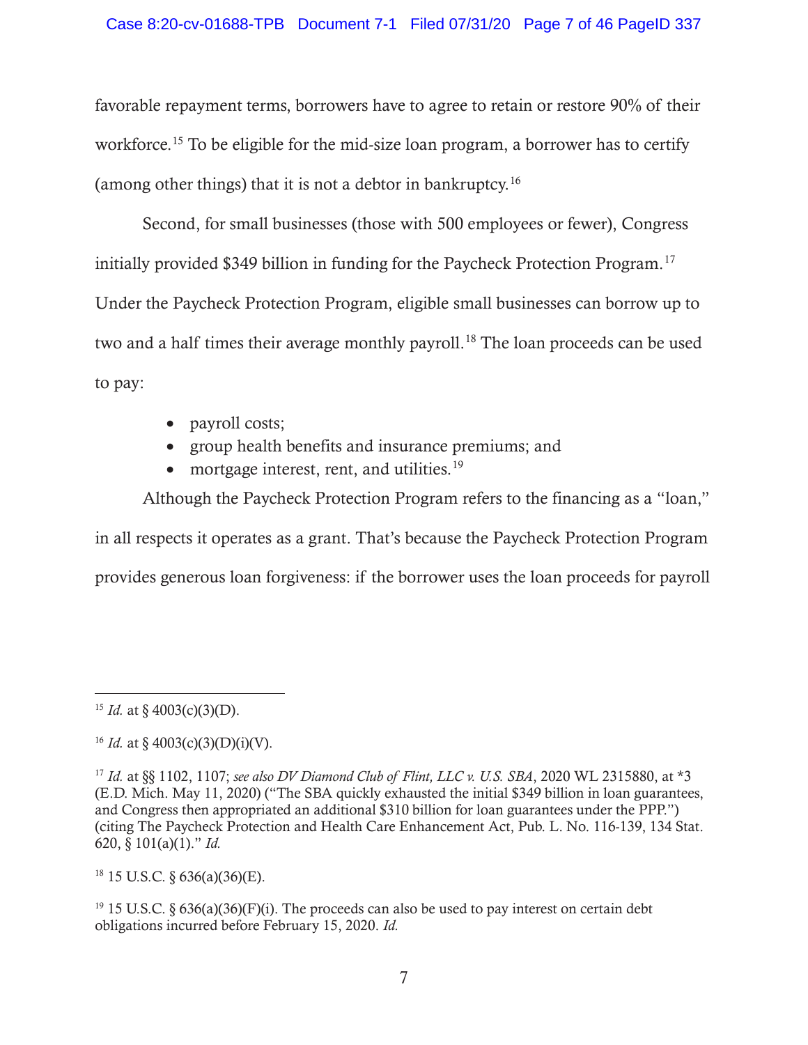favorable repayment terms, borrowers have to agree to retain or restore 90% of their workforce.[15] To be eligible for the mid-size loan program, a borrower has to certify (among other things) that it is not a debtor in bankruptcy.[16]

Second, for small businesses (those with 500 employees or fewer), Congress initially provided $349 billion in funding for the Paycheck Protection Program.[17] Under the Paycheck Protection Program, eligible small businesses can borrow up to two and a half times their average monthly payroll.[18] The loan proceeds can be used to pay:

- payroll costs;
- group health benefits and insurance premiums; and
- mortgage interest, rent, and utilities.[19]

Although the Paycheck Protection Program refers to the financing as a "loan," in all respects it operates as a grant. That's because the Paycheck Protection Program provides generous loan forgiveness: if the borrower uses the loan proceeds for payroll

---

[15] *Id.* at § 4003(c)(3)(D).

[16] *Id.* at § 4003(c)(3)(D)(i)(V).

[17] *Id.* at §§ 1102, 1107; *see also DV Diamond Club of Flint, LLC v. U.S. SBA*, 2020 WL 2315880, at *3 (E.D. Mich. May 11, 2020) ("The SBA quickly exhausted the initial $349 billion in loan guarantees, and Congress then appropriated an additional $310 billion for loan guarantees under the PPP.") (citing The Paycheck Protection and Health Care Enhancement Act, Pub. L. No. 116-139, 134 Stat. 620, § 101(a)(1)." *Id.*

[18] 15 U.S.C. § 636(a)(36)(E).

[19] 15 U.S.C. § 636(a)(36)(F)(i). The proceeds can also be used to pay interest on certain debt obligations incurred before February 15, 2020. *Id.*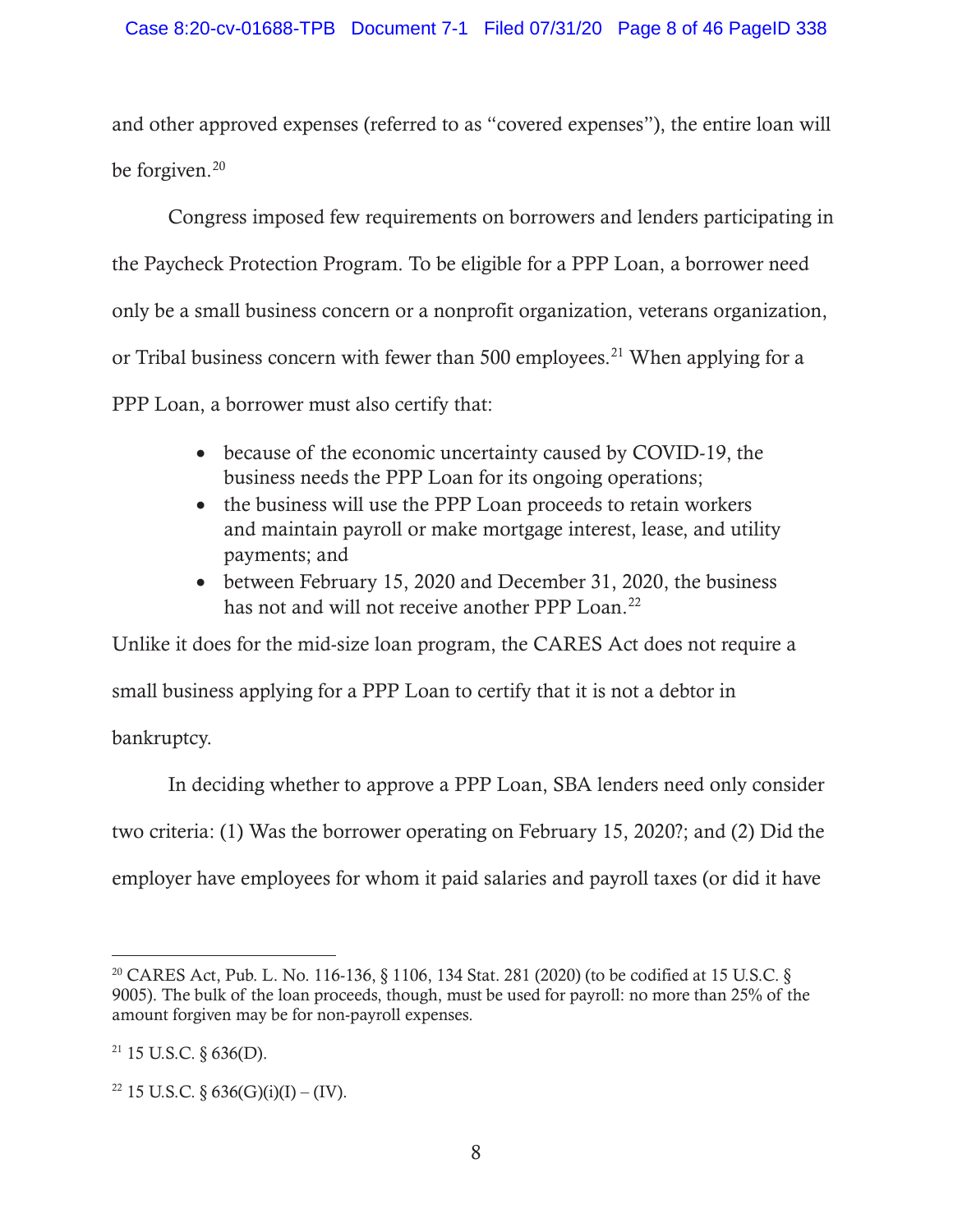and other approved expenses (referred to as "covered expenses"), the entire loan will be forgiven.[20]

Congress imposed few requirements on borrowers and lenders participating in the Paycheck Protection Program. To be eligible for a PPP Loan, a borrower need only be a small business concern or a nonprofit organization, veterans organization, or Tribal business concern with fewer than 500 employees.[21] When applying for a PPP Loan, a borrower must also certify that:

- because of the economic uncertainty caused by COVID-19, the business needs the PPP Loan for its ongoing operations;
- the business will use the PPP Loan proceeds to retain workers and maintain payroll or make mortgage interest, lease, and utility payments; and
- between February 15, 2020 and December 31, 2020, the business has not and will not receive another PPP Loan.[22]

Unlike it does for the mid-size loan program, the CARES Act does not require a small business applying for a PPP Loan to certify that it is not a debtor in bankruptcy.

In deciding whether to approve a PPP Loan, SBA lenders need only consider two criteria: (1) Was the borrower operating on February 15, 2020?; and (2) Did the employer have employees for whom it paid salaries and payroll taxes (or did it have

---

[20] CARES Act, Pub. L. No. 116-136, § 1106, 134 Stat. 281 (2020) (to be codified at 15 U.S.C. § 9005). The bulk of the loan proceeds, though, must be used for payroll: no more than 25% of the amount forgiven may be for non-payroll expenses.

[21] 15 U.S.C. § 636(D).

[22] 15 U.S.C. § 636(G)(i)(I) – (IV).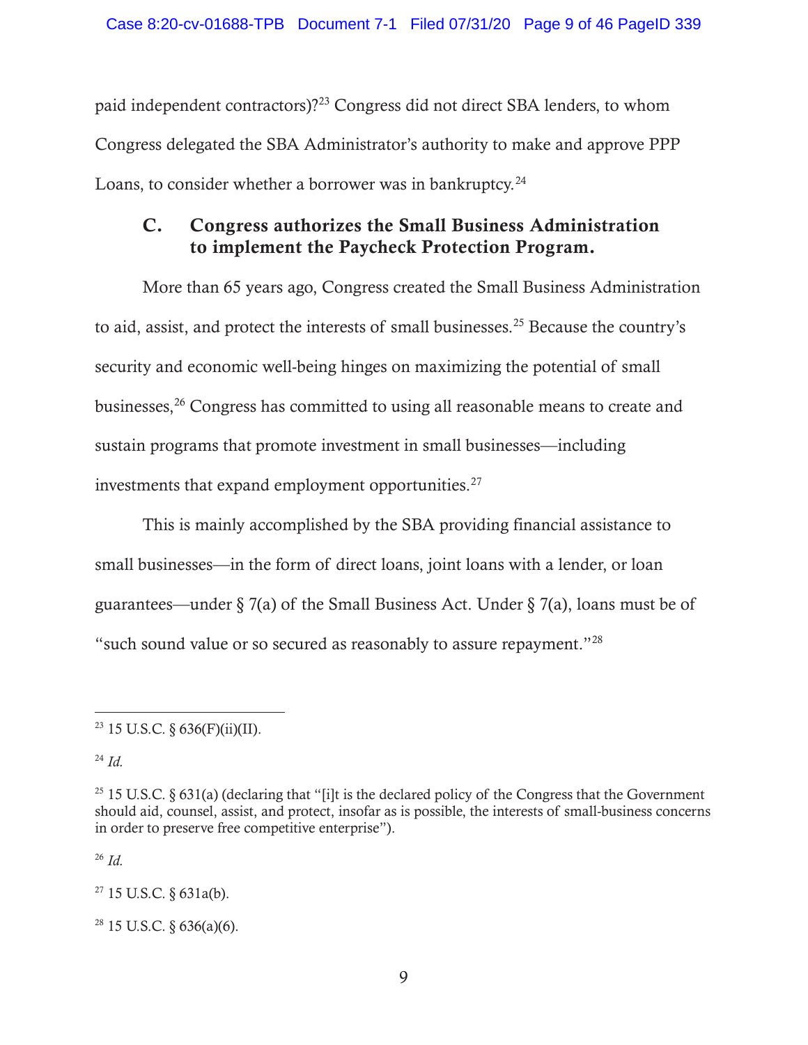paid independent contractors)?[23] Congress did not direct SBA lenders, to whom Congress delegated the SBA Administrator's authority to make and approve PPP Loans, to consider whether a borrower was in bankruptcy.[24]

### C. Congress authorizes the Small Business Administration to implement the Paycheck Protection Program.

More than 65 years ago, Congress created the Small Business Administration to aid, assist, and protect the interests of small businesses.[25] Because the country's security and economic well-being hinges on maximizing the potential of small businesses,[26] Congress has committed to using all reasonable means to create and sustain programs that promote investment in small businesses—including investments that expand employment opportunities.[27]

This is mainly accomplished by the SBA providing financial assistance to small businesses—in the form of direct loans, joint loans with a lender, or loan guarantees—under § 7(a) of the Small Business Act. Under § 7(a), loans must be of "such sound value or so secured as reasonably to assure repayment."[28]

---

[23] 15 U.S.C. § 636(F)(ii)(II).

[24] *Id.*

[25] 15 U.S.C. § 631(a) (declaring that "[i]t is the declared policy of the Congress that the Government should aid, counsel, assist, and protect, insofar as is possible, the interests of small-business concerns in order to preserve free competitive enterprise").

[26] *Id.*

[27] 15 U.S.C. § 631a(b).

[28] 15 U.S.C. § 636(a)(6).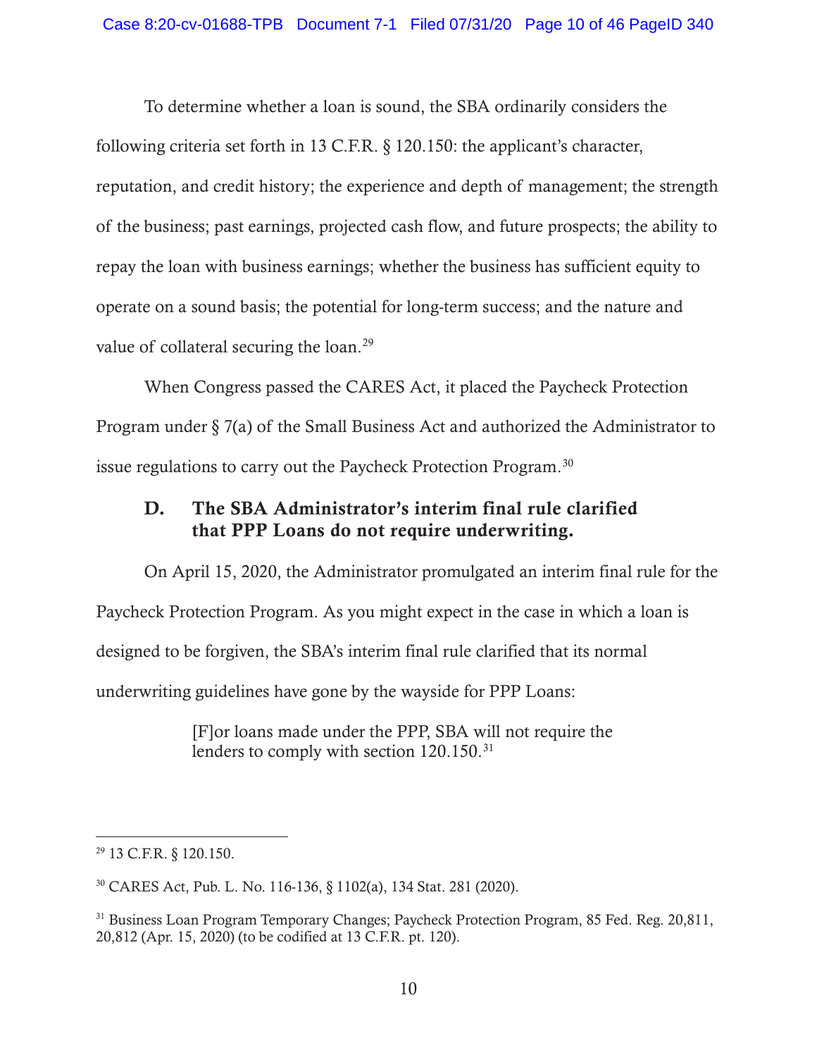To determine whether a loan is sound, the SBA ordinarily considers the following criteria set forth in 13 C.F.R. § 120.150: the applicant's character, reputation, and credit history; the experience and depth of management; the strength of the business; past earnings, projected cash flow, and future prospects; the ability to repay the loan with business earnings; whether the business has sufficient equity to operate on a sound basis; the potential for long-term success; and the nature and value of collateral securing the loan.[29]

When Congress passed the CARES Act, it placed the Paycheck Protection Program under § 7(a) of the Small Business Act and authorized the Administrator to issue regulations to carry out the Paycheck Protection Program.[30]

### D. The SBA Administrator's interim final rule clarified that PPP Loans do not require underwriting.

On April 15, 2020, the Administrator promulgated an interim final rule for the Paycheck Protection Program. As you might expect in the case in which a loan is designed to be forgiven, the SBA's interim final rule clarified that its normal underwriting guidelines have gone by the wayside for PPP Loans:

> [F]or loans made under the PPP, SBA will not require the lenders to comply with section 120.150.[31]

---

[29] 13 C.F.R. § 120.150.

[30] CARES Act, Pub. L. No. 116-136, § 1102(a), 134 Stat. 281 (2020).

[31] Business Loan Program Temporary Changes; Paycheck Protection Program, 85 Fed. Reg. 20,811, 20,812 (Apr. 15, 2020) (to be codified at 13 C.F.R. pt. 120).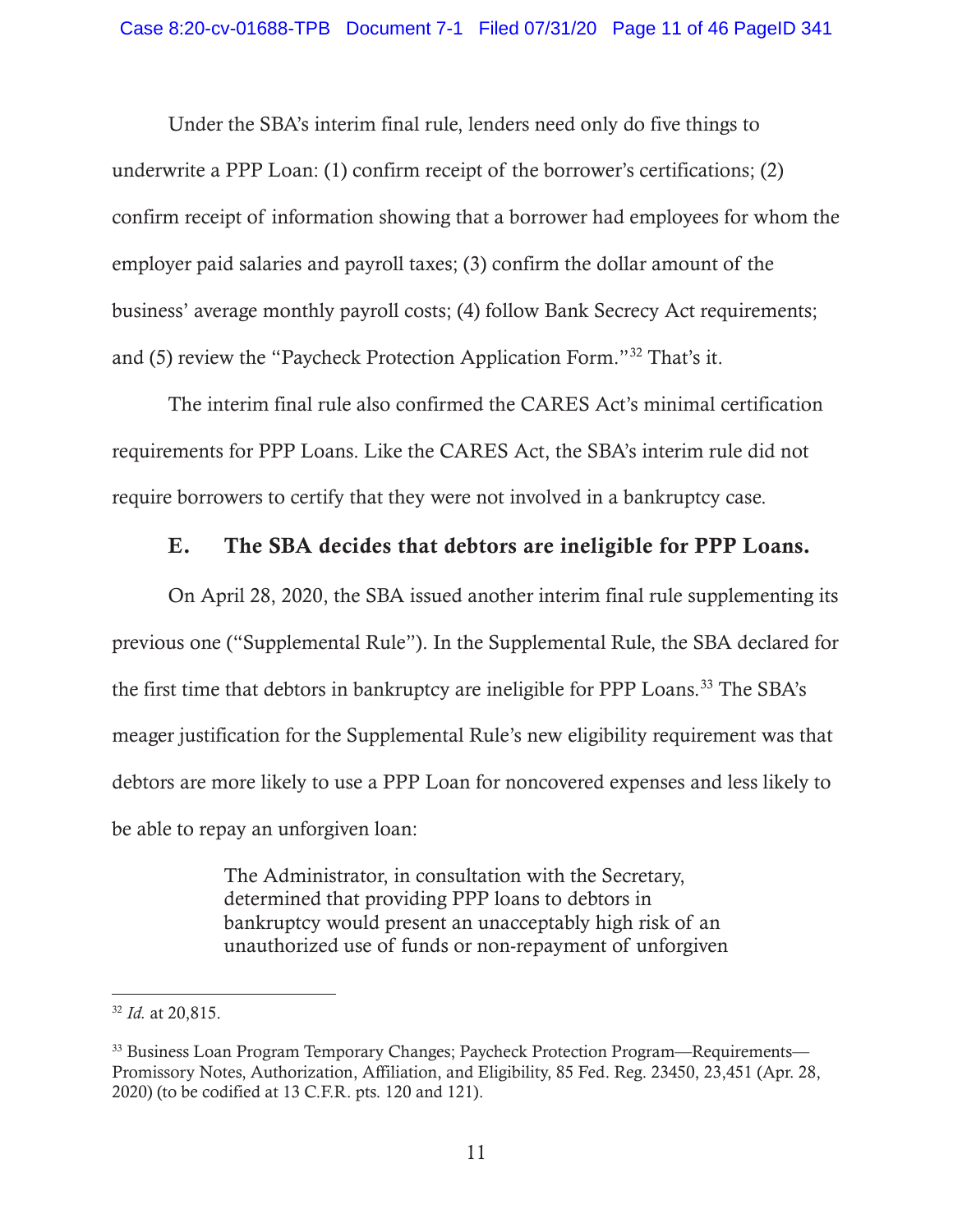Under the SBA's interim final rule, lenders need only do five things to underwrite a PPP Loan: (1) confirm receipt of the borrower's certifications; (2) confirm receipt of information showing that a borrower had employees for whom the employer paid salaries and payroll taxes; (3) confirm the dollar amount of the business' average monthly payroll costs; (4) follow Bank Secrecy Act requirements; and (5) review the "Paycheck Protection Application Form."[32] That's it.

The interim final rule also confirmed the CARES Act's minimal certification requirements for PPP Loans. Like the CARES Act, the SBA's interim rule did not require borrowers to certify that they were not involved in a bankruptcy case.

### E. The SBA decides that debtors are ineligible for PPP Loans.

On April 28, 2020, the SBA issued another interim final rule supplementing its previous one ("Supplemental Rule"). In the Supplemental Rule, the SBA declared for the first time that debtors in bankruptcy are ineligible for PPP Loans.[33] The SBA's meager justification for the Supplemental Rule's new eligibility requirement was that debtors are more likely to use a PPP Loan for noncovered expenses and less likely to be able to repay an unforgiven loan:

> The Administrator, in consultation with the Secretary, determined that providing PPP loans to debtors in bankruptcy would present an unacceptably high risk of an unauthorized use of funds or non-repayment of unforgiven

---

[32] *Id.* at 20,815.

[33] Business Loan Program Temporary Changes; Paycheck Protection Program—Requirements—Promissory Notes, Authorization, Affiliation, and Eligibility, 85 Fed. Reg. 23450, 23,451 (Apr. 28, 2020) (to be codified at 13 C.F.R. pts. 120 and 121).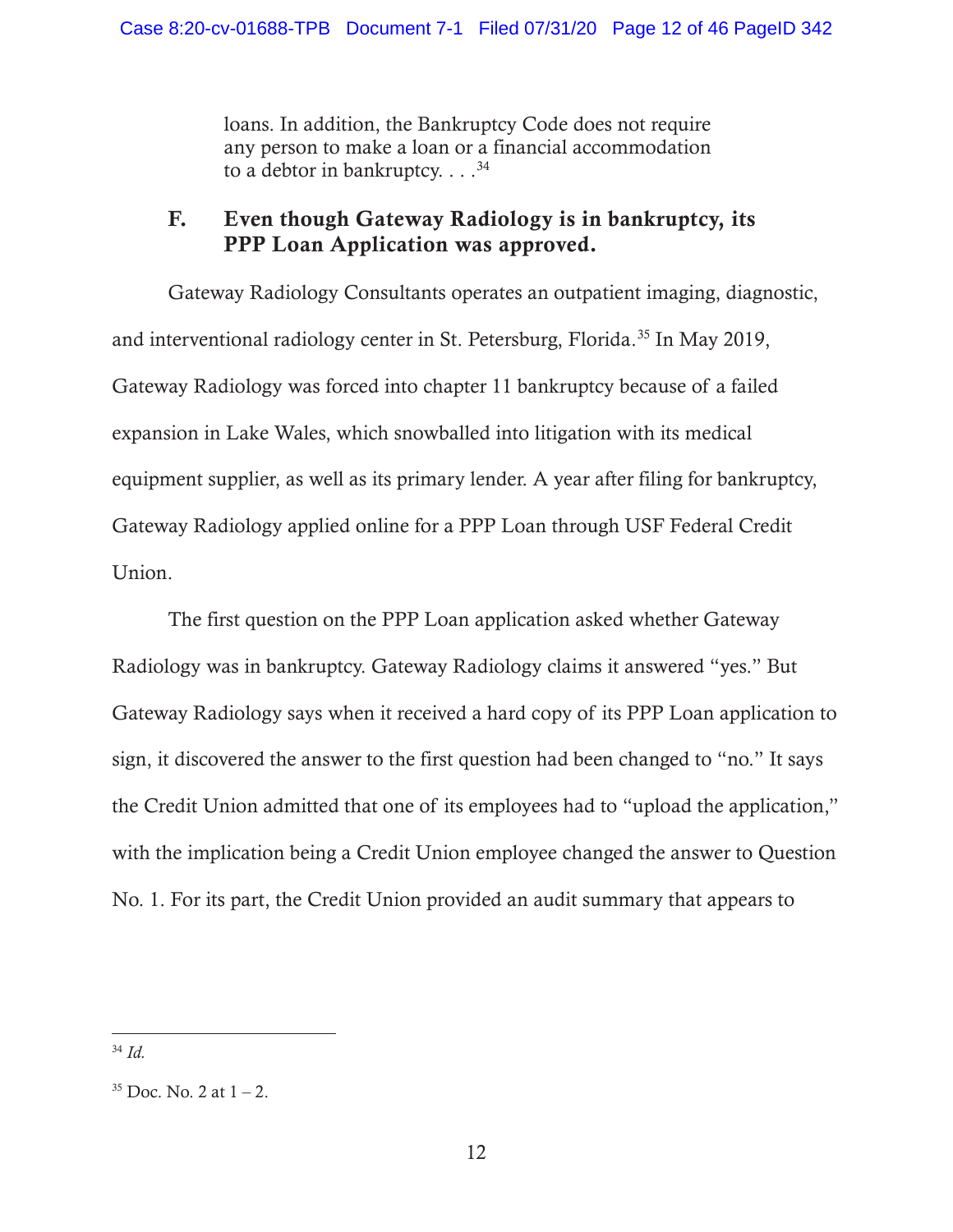> loans. In addition, the Bankruptcy Code does not require any person to make a loan or a financial accommodation to a debtor in bankruptcy. . . .[34]

### F. Even though Gateway Radiology is in bankruptcy, its PPP Loan Application was approved.

Gateway Radiology Consultants operates an outpatient imaging, diagnostic, and interventional radiology center in St. Petersburg, Florida.[35] In May 2019, Gateway Radiology was forced into chapter 11 bankruptcy because of a failed expansion in Lake Wales, which snowballed into litigation with its medical equipment supplier, as well as its primary lender. A year after filing for bankruptcy, Gateway Radiology applied online for a PPP Loan through USF Federal Credit Union.

The first question on the PPP Loan application asked whether Gateway Radiology was in bankruptcy. Gateway Radiology claims it answered "yes." But Gateway Radiology says when it received a hard copy of its PPP Loan application to sign, it discovered the answer to the first question had been changed to "no." It says the Credit Union admitted that one of its employees had to "upload the application," with the implication being a Credit Union employee changed the answer to Question No. 1. For its part, the Credit Union provided an audit summary that appears to

---

[34] *Id.*

[35] Doc. No. 2 at 1 – 2.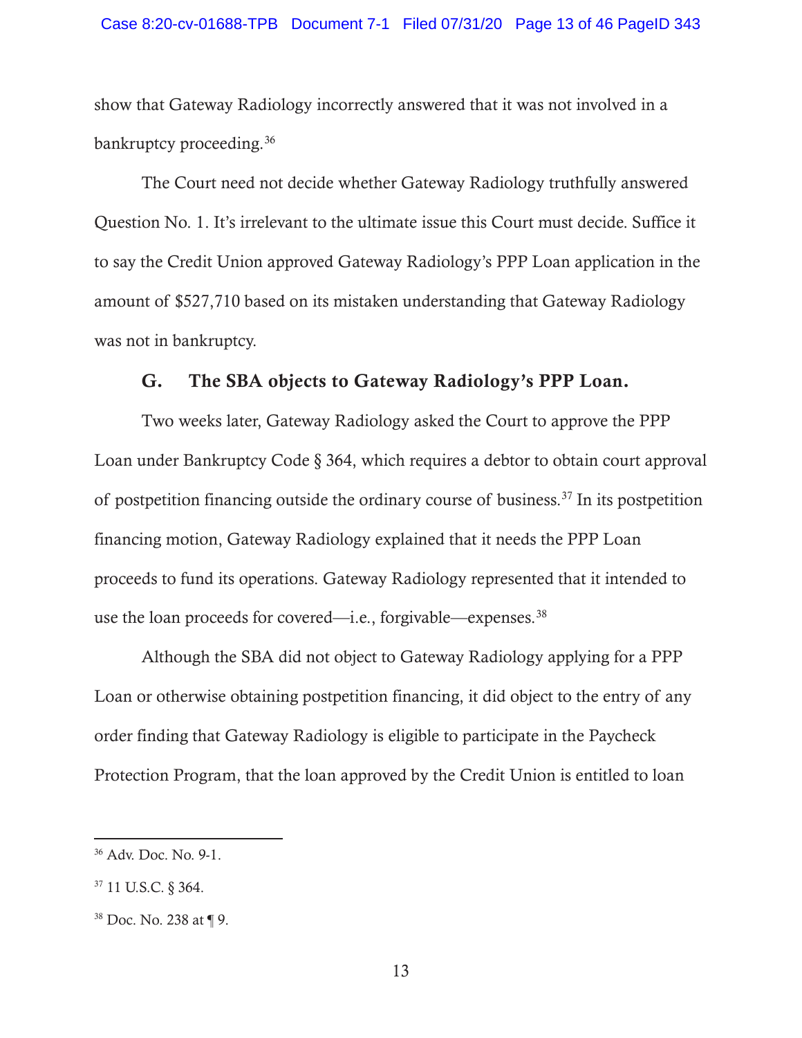show that Gateway Radiology incorrectly answered that it was not involved in a bankruptcy proceeding.[36]

The Court need not decide whether Gateway Radiology truthfully answered Question No. 1. It's irrelevant to the ultimate issue this Court must decide. Suffice it to say the Credit Union approved Gateway Radiology's PPP Loan application in the amount of $527,710 based on its mistaken understanding that Gateway Radiology was not in bankruptcy.

### G. The SBA objects to Gateway Radiology's PPP Loan.

Two weeks later, Gateway Radiology asked the Court to approve the PPP Loan under Bankruptcy Code § 364, which requires a debtor to obtain court approval of postpetition financing outside the ordinary course of business.[37] In its postpetition financing motion, Gateway Radiology explained that it needs the PPP Loan proceeds to fund its operations. Gateway Radiology represented that it intended to use the loan proceeds for covered—i.e., forgivable—expenses.[38]

Although the SBA did not object to Gateway Radiology applying for a PPP Loan or otherwise obtaining postpetition financing, it did object to the entry of any order finding that Gateway Radiology is eligible to participate in the Paycheck Protection Program, that the loan approved by the Credit Union is entitled to loan

---

[36] Adv. Doc. No. 9-1.

[37] 11 U.S.C. § 364.

[38] Doc. No. 238 at ¶ 9.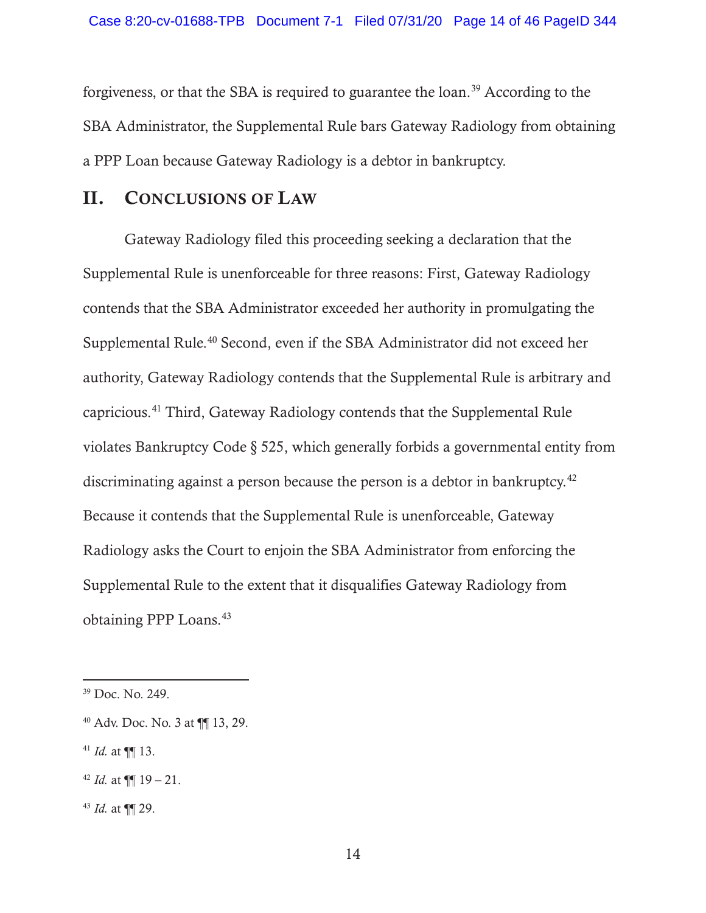forgiveness, or that the SBA is required to guarantee the loan.[39] According to the SBA Administrator, the Supplemental Rule bars Gateway Radiology from obtaining a PPP Loan because Gateway Radiology is a debtor in bankruptcy.

## II. Conclusions of Law

Gateway Radiology filed this proceeding seeking a declaration that the Supplemental Rule is unenforceable for three reasons: First, Gateway Radiology contends that the SBA Administrator exceeded her authority in promulgating the Supplemental Rule.[40] Second, even if the SBA Administrator did not exceed her authority, Gateway Radiology contends that the Supplemental Rule is arbitrary and capricious.[41] Third, Gateway Radiology contends that the Supplemental Rule violates Bankruptcy Code § 525, which generally forbids a governmental entity from discriminating against a person because the person is a debtor in bankruptcy.[42] Because it contends that the Supplemental Rule is unenforceable, Gateway Radiology asks the Court to enjoin the SBA Administrator from enforcing the Supplemental Rule to the extent that it disqualifies Gateway Radiology from obtaining PPP Loans.[43]

---

[39] Doc. No. 249.

[40] Adv. Doc. No. 3 at ¶¶ 13, 29.

[41] *Id.* at ¶¶ 13.

[42] *Id.* at ¶¶ 19 – 21.

[43] *Id.* at ¶¶ 29.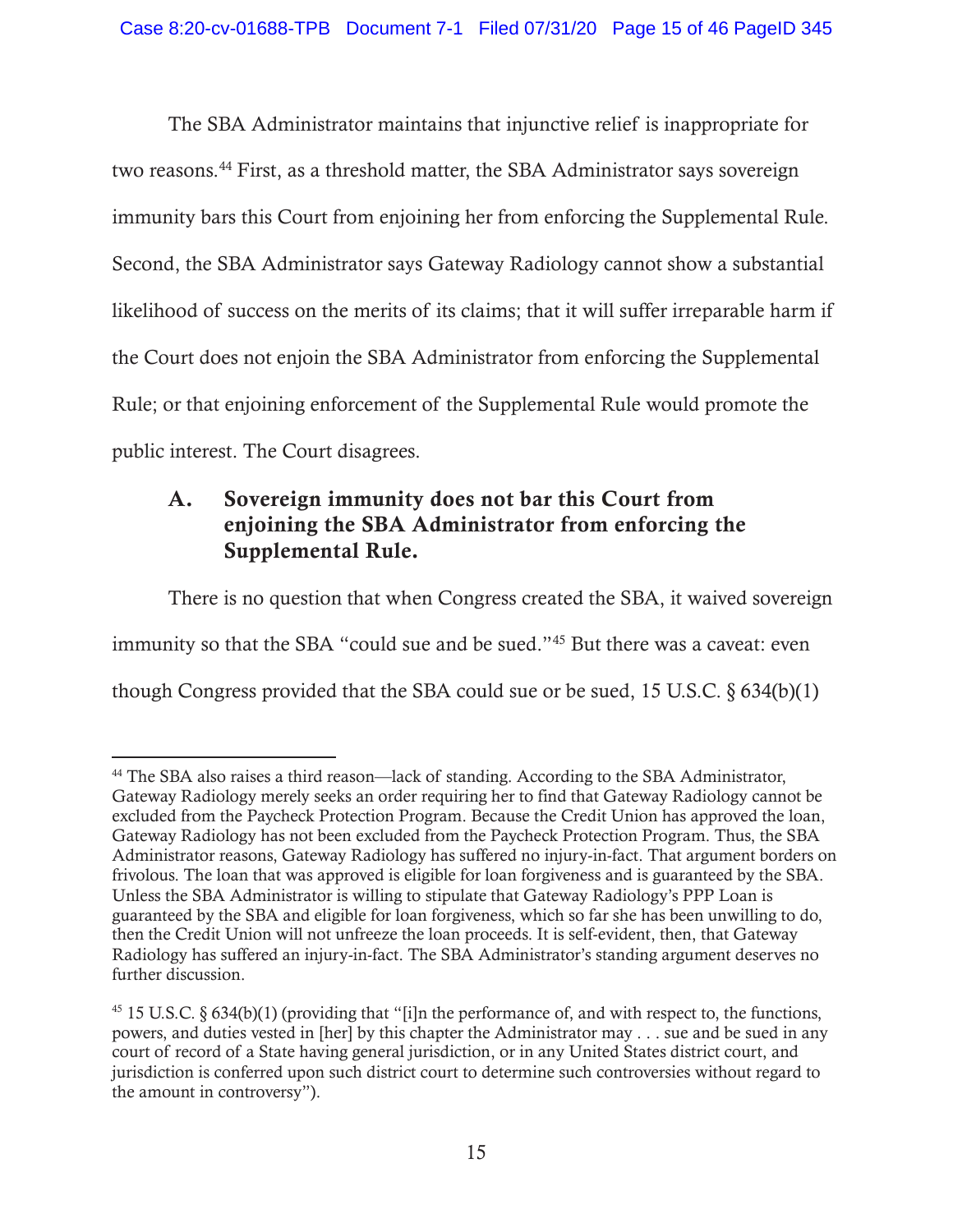The SBA Administrator maintains that injunctive relief is inappropriate for two reasons.[44] First, as a threshold matter, the SBA Administrator says sovereign immunity bars this Court from enjoining her from enforcing the Supplemental Rule. Second, the SBA Administrator says Gateway Radiology cannot show a substantial likelihood of success on the merits of its claims; that it will suffer irreparable harm if the Court does not enjoin the SBA Administrator from enforcing the Supplemental Rule; or that enjoining enforcement of the Supplemental Rule would promote the public interest. The Court disagrees.

### A. Sovereign immunity does not bar this Court from enjoining the SBA Administrator from enforcing the Supplemental Rule.

There is no question that when Congress created the SBA, it waived sovereign immunity so that the SBA "could sue and be sued."[45] But there was a caveat: even though Congress provided that the SBA could sue or be sued, 15 U.S.C. § 634(b)(1)

---

[44] The SBA also raises a third reason—lack of standing. According to the SBA Administrator, Gateway Radiology merely seeks an order requiring her to find that Gateway Radiology cannot be excluded from the Paycheck Protection Program. Because the Credit Union has approved the loan, Gateway Radiology has not been excluded from the Paycheck Protection Program. Thus, the SBA Administrator reasons, Gateway Radiology has suffered no injury-in-fact. That argument borders on frivolous. The loan that was approved is eligible for loan forgiveness and is guaranteed by the SBA. Unless the SBA Administrator is willing to stipulate that Gateway Radiology's PPP Loan is guaranteed by the SBA and eligible for loan forgiveness, which so far she has been unwilling to do, then the Credit Union will not unfreeze the loan proceeds. It is self-evident, then, that Gateway Radiology has suffered an injury-in-fact. The SBA Administrator's standing argument deserves no further discussion.

[45] 15 U.S.C. § 634(b)(1) (providing that "[i]n the performance of, and with respect to, the functions, powers, and duties vested in [her] by this chapter the Administrator may . . . sue and be sued in any court of record of a State having general jurisdiction, or in any United States district court, and jurisdiction is conferred upon such district court to determine such controversies without regard to the amount in controversy").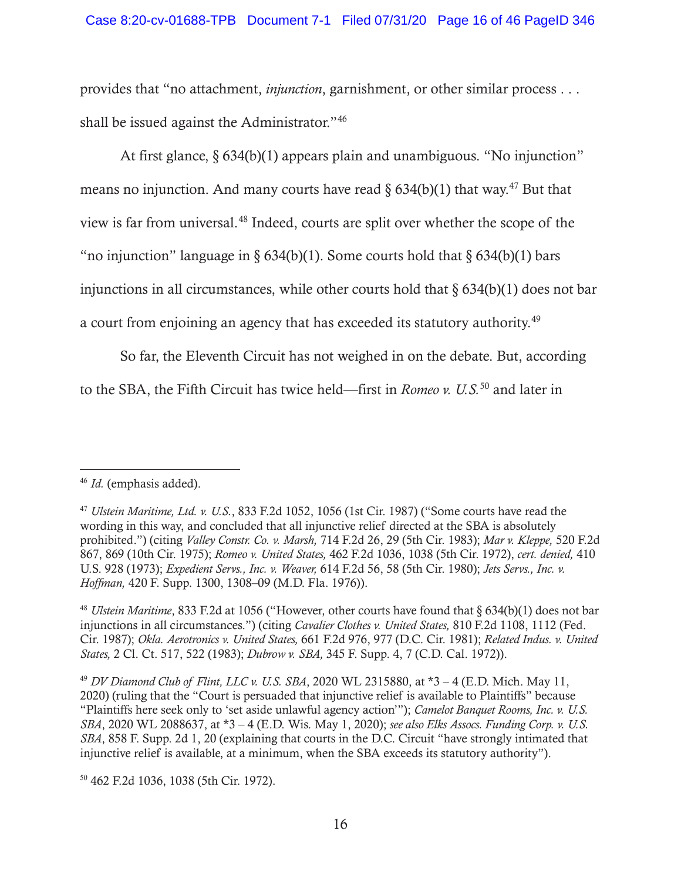provides that "no attachment, *injunction*, garnishment, or other similar process . . . shall be issued against the Administrator."[46]

At first glance, § 634(b)(1) appears plain and unambiguous. "No injunction" means no injunction. And many courts have read § 634(b)(1) that way.[47] But that view is far from universal.[48] Indeed, courts are split over whether the scope of the "no injunction" language in § 634(b)(1). Some courts hold that § 634(b)(1) bars injunctions in all circumstances, while other courts hold that § 634(b)(1) does not bar a court from enjoining an agency that has exceeded its statutory authority.[49]

So far, the Eleventh Circuit has not weighed in on the debate. But, according to the SBA, the Fifth Circuit has twice held—first in *Romeo v. U.S.*[50] and later in

---

[46] *Id.* (emphasis added).

[47] *Ulstein Maritime, Ltd. v. U.S.*, 833 F.2d 1052, 1056 (1st Cir. 1987) ("Some courts have read the wording in this way, and concluded that all injunctive relief directed at the SBA is absolutely prohibited.") (citing *Valley Constr. Co. v. Marsh,* 714 F.2d 26, 29 (5th Cir. 1983); *Mar v. Kleppe,* 520 F.2d 867, 869 (10th Cir. 1975); *Romeo v. United States,* 462 F.2d 1036, 1038 (5th Cir. 1972), *cert. denied,* 410 U.S. 928 (1973); *Expedient Servs., Inc. v. Weaver,* 614 F.2d 56, 58 (5th Cir. 1980); *Jets Servs., Inc. v. Hoffman,* 420 F. Supp. 1300, 1308–09 (M.D. Fla. 1976)).

[48] *Ulstein Maritime*, 833 F.2d at 1056 ("However, other courts have found that § 634(b)(1) does not bar injunctions in all circumstances.") (citing *Cavalier Clothes v. United States,* 810 F.2d 1108, 1112 (Fed. Cir. 1987); *Okla. Aerotronics v. United States,* 661 F.2d 976, 977 (D.C. Cir. 1981); *Related Indus. v. United States,* 2 Cl. Ct. 517, 522 (1983); *Dubrow v. SBA,* 345 F. Supp. 4, 7 (C.D. Cal. 1972)).

[49] *DV Diamond Club of Flint, LLC v. U.S. SBA*, 2020 WL 2315880, at *3 – 4 (E.D. Mich. May 11, 2020) (ruling that the "Court is persuaded that injunctive relief is available to Plaintiffs" because "Plaintiffs here seek only to 'set aside unlawful agency action'"); *Camelot Banquet Rooms, Inc. v. U.S. SBA*, 2020 WL 2088637, at *3 – 4 (E.D. Wis. May 1, 2020); *see also Elks Assocs. Funding Corp. v. U.S. SBA*, 858 F. Supp. 2d 1, 20 (explaining that courts in the D.C. Circuit "have strongly intimated that injunctive relief is available, at a minimum, when the SBA exceeds its statutory authority").

[50] 462 F.2d 1036, 1038 (5th Cir. 1972).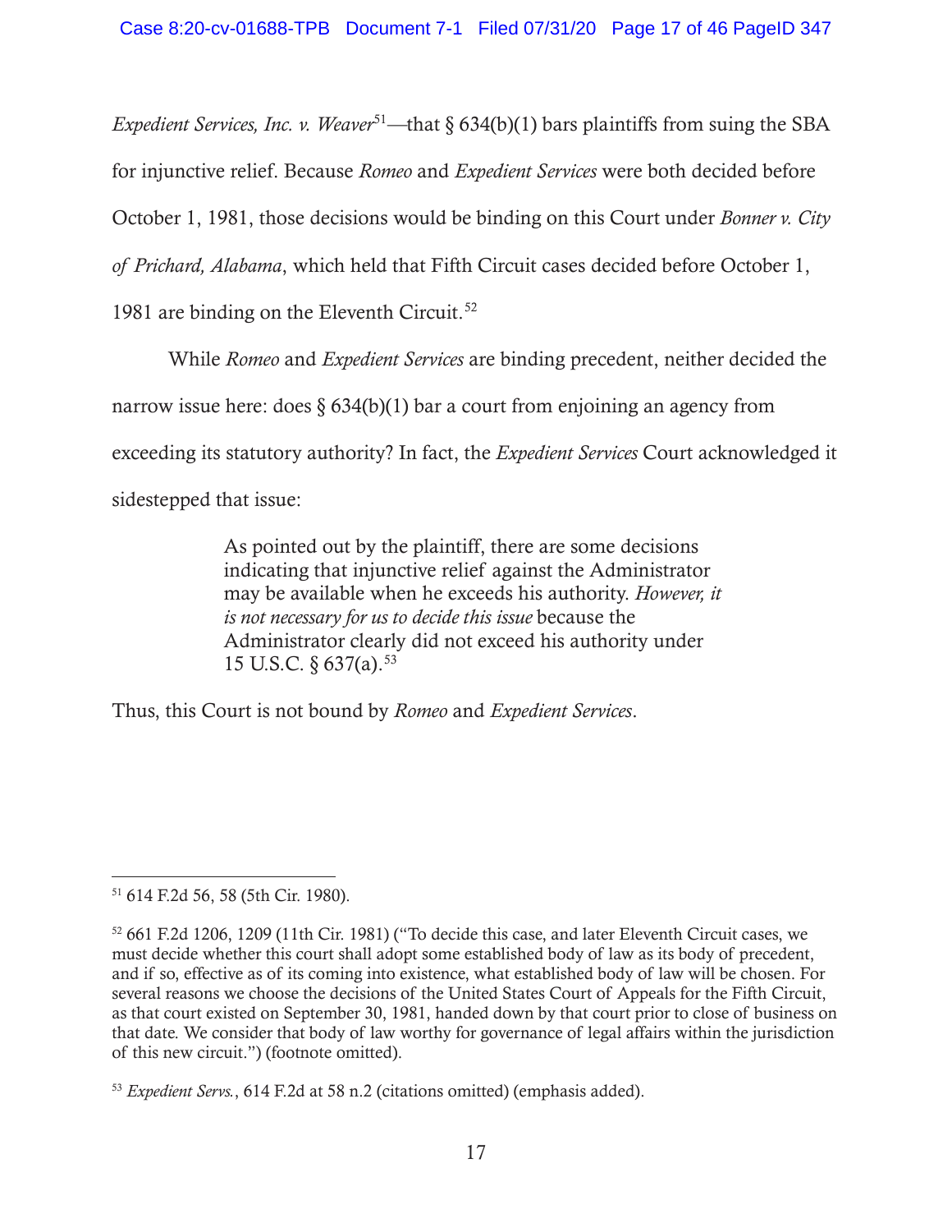*Expedient Services, Inc. v. Weaver*[51]—that § 634(b)(1) bars plaintiffs from suing the SBA for injunctive relief. Because *Romeo* and *Expedient Services* were both decided before October 1, 1981, those decisions would be binding on this Court under *Bonner v. City of Prichard, Alabama*, which held that Fifth Circuit cases decided before October 1, 1981 are binding on the Eleventh Circuit.[52]

While *Romeo* and *Expedient Services* are binding precedent, neither decided the narrow issue here: does § 634(b)(1) bar a court from enjoining an agency from exceeding its statutory authority? In fact, the *Expedient Services* Court acknowledged it sidestepped that issue:

> As pointed out by the plaintiff, there are some decisions indicating that injunctive relief against the Administrator may be available when he exceeds his authority. *However, it is not necessary for us to decide this issue* because the Administrator clearly did not exceed his authority under 15 U.S.C. § 637(a).[53]

Thus, this Court is not bound by *Romeo* and *Expedient Services*.

---

[51] 614 F.2d 56, 58 (5th Cir. 1980).

[52] 661 F.2d 1206, 1209 (11th Cir. 1981) ("To decide this case, and later Eleventh Circuit cases, we must decide whether this court shall adopt some established body of law as its body of precedent, and if so, effective as of its coming into existence, what established body of law will be chosen. For several reasons we choose the decisions of the United States Court of Appeals for the Fifth Circuit, as that court existed on September 30, 1981, handed down by that court prior to close of business on that date. We consider that body of law worthy for governance of legal affairs within the jurisdiction of this new circuit.") (footnote omitted).

[53] *Expedient Servs.*, 614 F.2d at 58 n.2 (citations omitted) (emphasis added).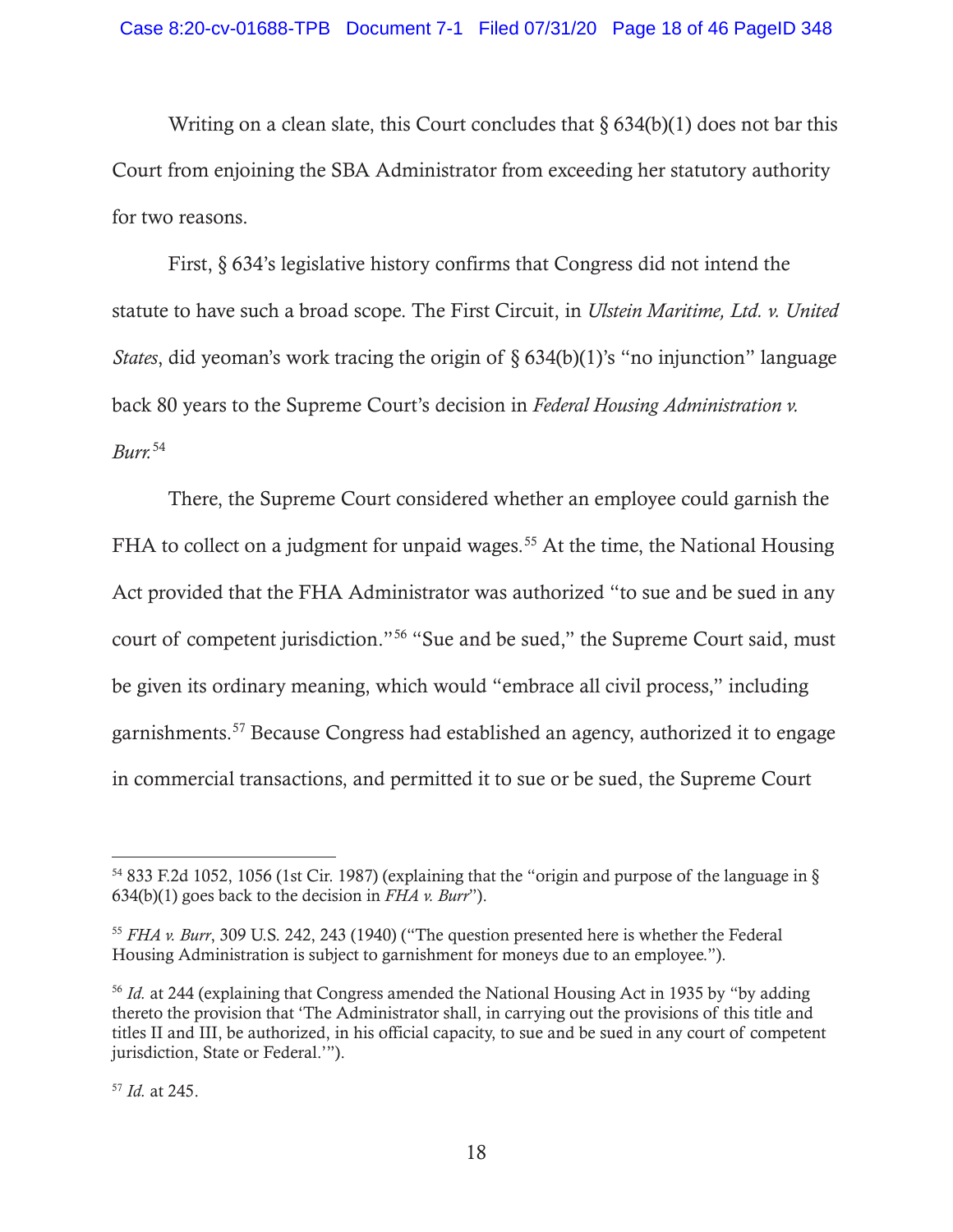Writing on a clean slate, this Court concludes that § 634(b)(1) does not bar this Court from enjoining the SBA Administrator from exceeding her statutory authority for two reasons.

First, § 634's legislative history confirms that Congress did not intend the statute to have such a broad scope. The First Circuit, in *Ulstein Maritime, Ltd. v. United States*, did yeoman's work tracing the origin of § 634(b)(1)'s "no injunction" language back 80 years to the Supreme Court's decision in *Federal Housing Administration v. Burr.*[54]

There, the Supreme Court considered whether an employee could garnish the FHA to collect on a judgment for unpaid wages.[55] At the time, the National Housing Act provided that the FHA Administrator was authorized "to sue and be sued in any court of competent jurisdiction."[56] "Sue and be sued," the Supreme Court said, must be given its ordinary meaning, which would "embrace all civil process," including garnishments.[57] Because Congress had established an agency, authorized it to engage in commercial transactions, and permitted it to sue or be sued, the Supreme Court

---

[54] 833 F.2d 1052, 1056 (1st Cir. 1987) (explaining that the "origin and purpose of the language in § 634(b)(1) goes back to the decision in *FHA v. Burr*").

[55] *FHA v. Burr*, 309 U.S. 242, 243 (1940) ("The question presented here is whether the Federal Housing Administration is subject to garnishment for moneys due to an employee.").

[56] *Id.* at 244 (explaining that Congress amended the National Housing Act in 1935 by "by adding thereto the provision that 'The Administrator shall, in carrying out the provisions of this title and titles II and III, be authorized, in his official capacity, to sue and be sued in any court of competent jurisdiction, State or Federal.'").

[57] *Id.* at 245.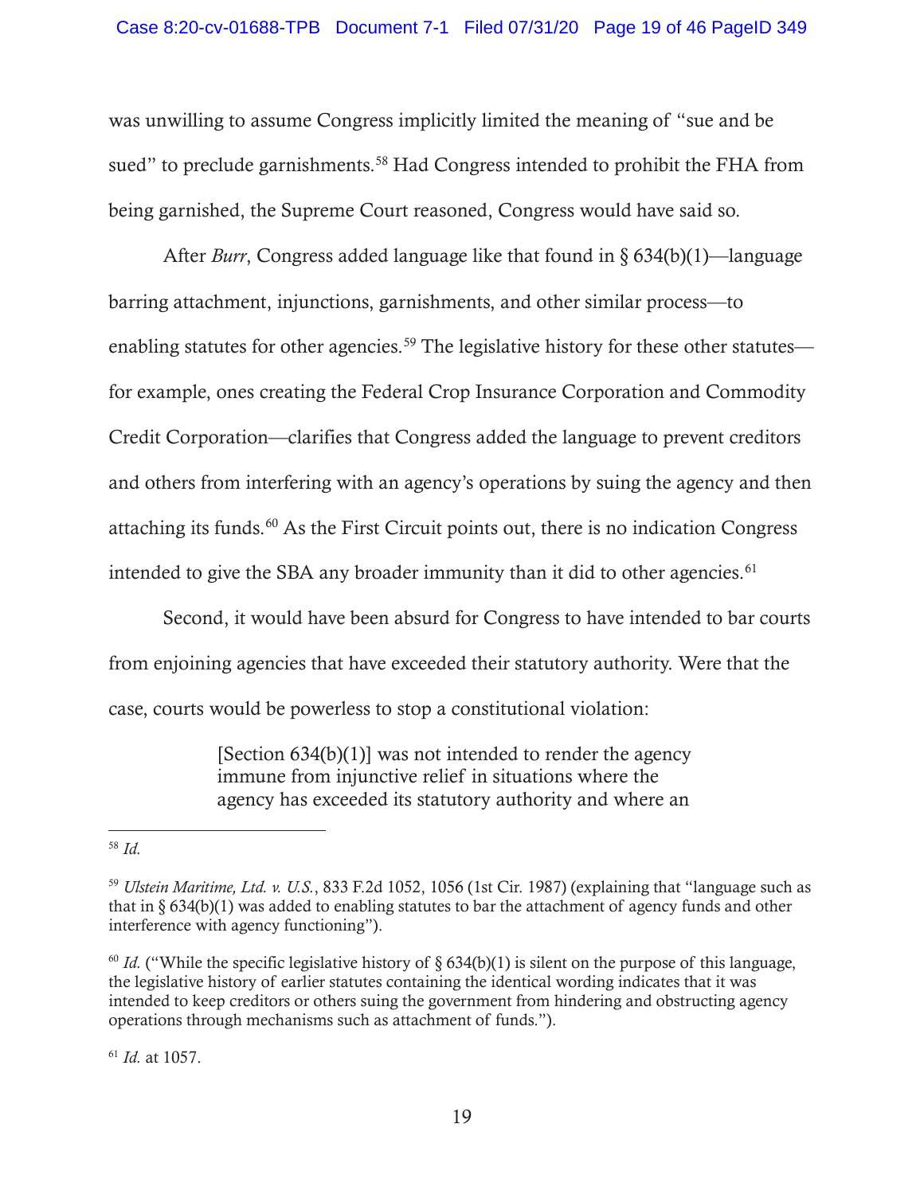was unwilling to assume Congress implicitly limited the meaning of "sue and be sued" to preclude garnishments.[58] Had Congress intended to prohibit the FHA from being garnished, the Supreme Court reasoned, Congress would have said so.

After *Burr*, Congress added language like that found in § 634(b)(1)—language barring attachment, injunctions, garnishments, and other similar process—to enabling statutes for other agencies.[59] The legislative history for these other statutes—for example, ones creating the Federal Crop Insurance Corporation and Commodity Credit Corporation—clarifies that Congress added the language to prevent creditors and others from interfering with an agency's operations by suing the agency and then attaching its funds.[60] As the First Circuit points out, there is no indication Congress intended to give the SBA any broader immunity than it did to other agencies.[61]

Second, it would have been absurd for Congress to have intended to bar courts from enjoining agencies that have exceeded their statutory authority. Were that the case, courts would be powerless to stop a constitutional violation:

> [Section 634(b)(1)] was not intended to render the agency immune from injunctive relief in situations where the agency has exceeded its statutory authority and where an

---

[58] *Id.*

[59] *Ulstein Maritime, Ltd. v. U.S.*, 833 F.2d 1052, 1056 (1st Cir. 1987) (explaining that "language such as that in § 634(b)(1) was added to enabling statutes to bar the attachment of agency funds and other interference with agency functioning").

[60] *Id.* ("While the specific legislative history of § 634(b)(1) is silent on the purpose of this language, the legislative history of earlier statutes containing the identical wording indicates that it was intended to keep creditors or others suing the government from hindering and obstructing agency operations through mechanisms such as attachment of funds.").

[61] *Id.* at 1057.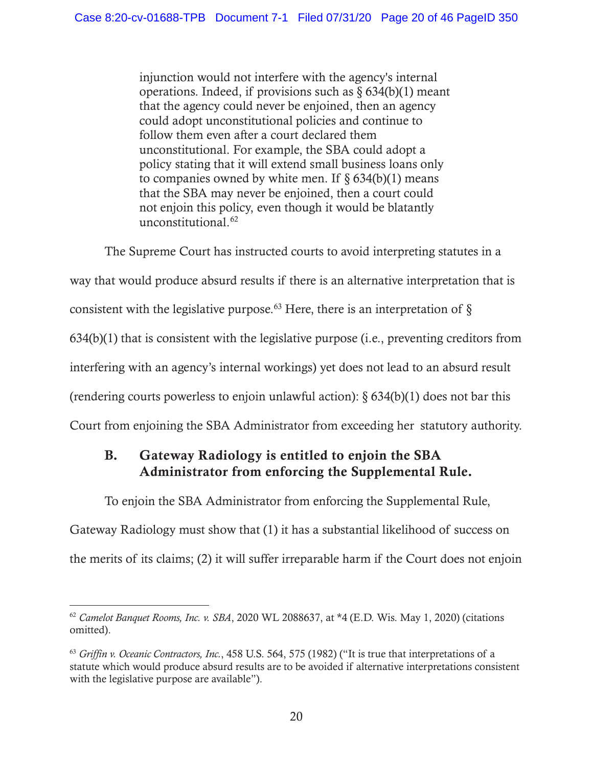> injunction would not interfere with the agency's internal operations. Indeed, if provisions such as § 634(b)(1) meant that the agency could never be enjoined, then an agency could adopt unconstitutional policies and continue to follow them even after a court declared them unconstitutional. For example, the SBA could adopt a policy stating that it will extend small business loans only to companies owned by white men. If § 634(b)(1) means that the SBA may never be enjoined, then a court could not enjoin this policy, even though it would be blatantly unconstitutional.[62]

The Supreme Court has instructed courts to avoid interpreting statutes in a way that would produce absurd results if there is an alternative interpretation that is consistent with the legislative purpose.[63] Here, there is an interpretation of § 634(b)(1) that is consistent with the legislative purpose (i.e., preventing creditors from interfering with an agency's internal workings) yet does not lead to an absurd result (rendering courts powerless to enjoin unlawful action): § 634(b)(1) does not bar this Court from enjoining the SBA Administrator from exceeding her statutory authority.

### B. Gateway Radiology is entitled to enjoin the SBA Administrator from enforcing the Supplemental Rule.

To enjoin the SBA Administrator from enforcing the Supplemental Rule, Gateway Radiology must show that (1) it has a substantial likelihood of success on the merits of its claims; (2) it will suffer irreparable harm if the Court does not enjoin

---

[62] *Camelot Banquet Rooms, Inc. v. SBA*, 2020 WL 2088637, at *4 (E.D. Wis. May 1, 2020) (citations omitted).

[63] *Griffin v. Oceanic Contractors, Inc.*, 458 U.S. 564, 575 (1982) ("It is true that interpretations of a statute which would produce absurd results are to be avoided if alternative interpretations consistent with the legislative purpose are available").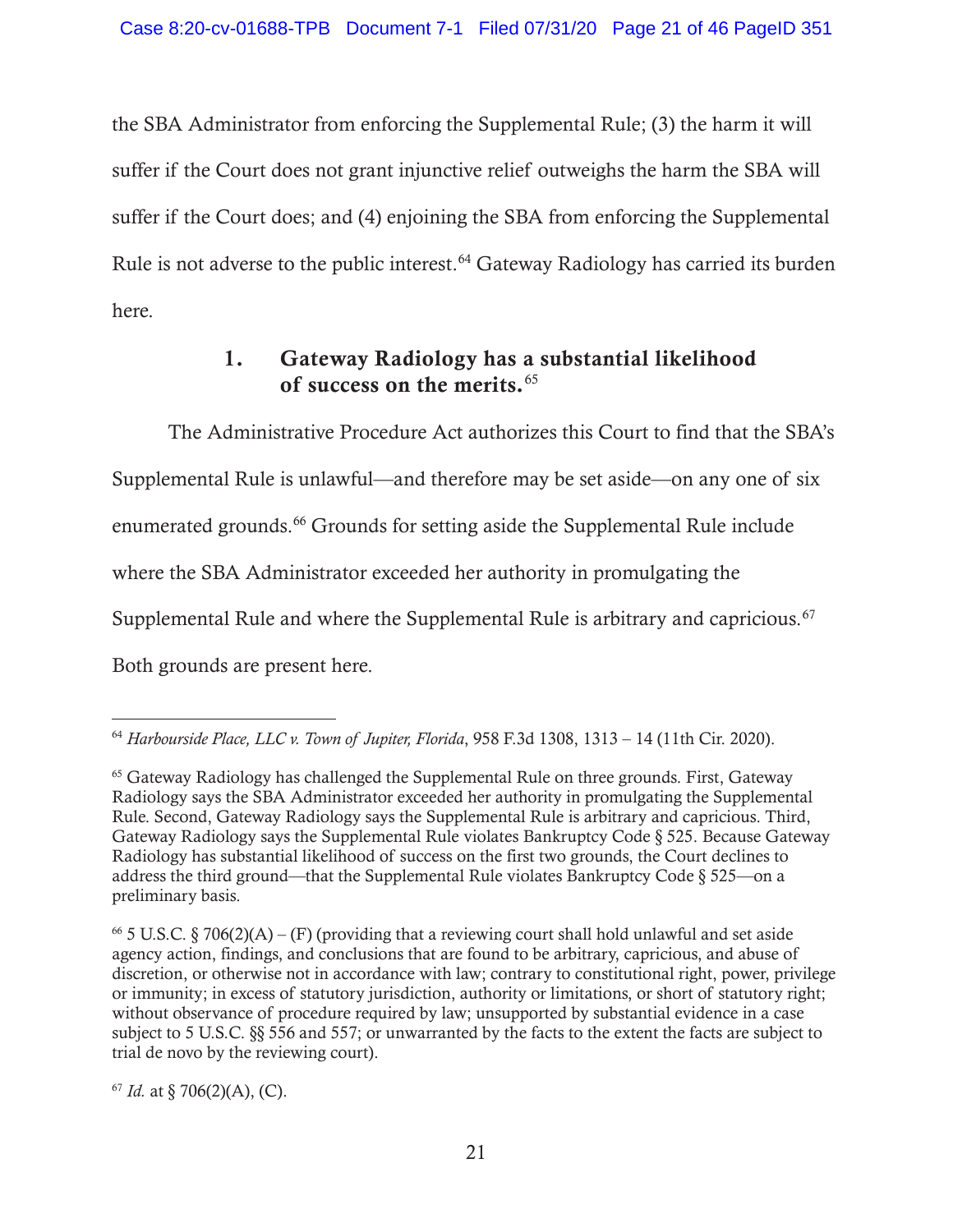the SBA Administrator from enforcing the Supplemental Rule; (3) the harm it will suffer if the Court does not grant injunctive relief outweighs the harm the SBA will suffer if the Court does; and (4) enjoining the SBA from enforcing the Supplemental Rule is not adverse to the public interest.[64] Gateway Radiology has carried its burden here.

### 1. Gateway Radiology has a substantial likelihood of success on the merits.[65]

The Administrative Procedure Act authorizes this Court to find that the SBA's Supplemental Rule is unlawful—and therefore may be set aside—on any one of six enumerated grounds.[66] Grounds for setting aside the Supplemental Rule include where the SBA Administrator exceeded her authority in promulgating the Supplemental Rule and where the Supplemental Rule is arbitrary and capricious.[67] Both grounds are present here.

---

[64] *Harbourside Place, LLC v. Town of Jupiter, Florida*, 958 F.3d 1308, 1313 – 14 (11th Cir. 2020).

[65] Gateway Radiology has challenged the Supplemental Rule on three grounds. First, Gateway Radiology says the SBA Administrator exceeded her authority in promulgating the Supplemental Rule. Second, Gateway Radiology says the Supplemental Rule is arbitrary and capricious. Third, Gateway Radiology says the Supplemental Rule violates Bankruptcy Code § 525. Because Gateway Radiology has substantial likelihood of success on the first two grounds, the Court declines to address the third ground—that the Supplemental Rule violates Bankruptcy Code § 525—on a preliminary basis.

[66] 5 U.S.C. § 706(2)(A) – (F) (providing that a reviewing court shall hold unlawful and set aside agency action, findings, and conclusions that are found to be arbitrary, capricious, and abuse of discretion, or otherwise not in accordance with law; contrary to constitutional right, power, privilege or immunity; in excess of statutory jurisdiction, authority or limitations, or short of statutory right; without observance of procedure required by law; unsupported by substantial evidence in a case subject to 5 U.S.C. §§ 556 and 557; or unwarranted by the facts to the extent the facts are subject to trial de novo by the reviewing court).

[67] *Id.* at § 706(2)(A), (C).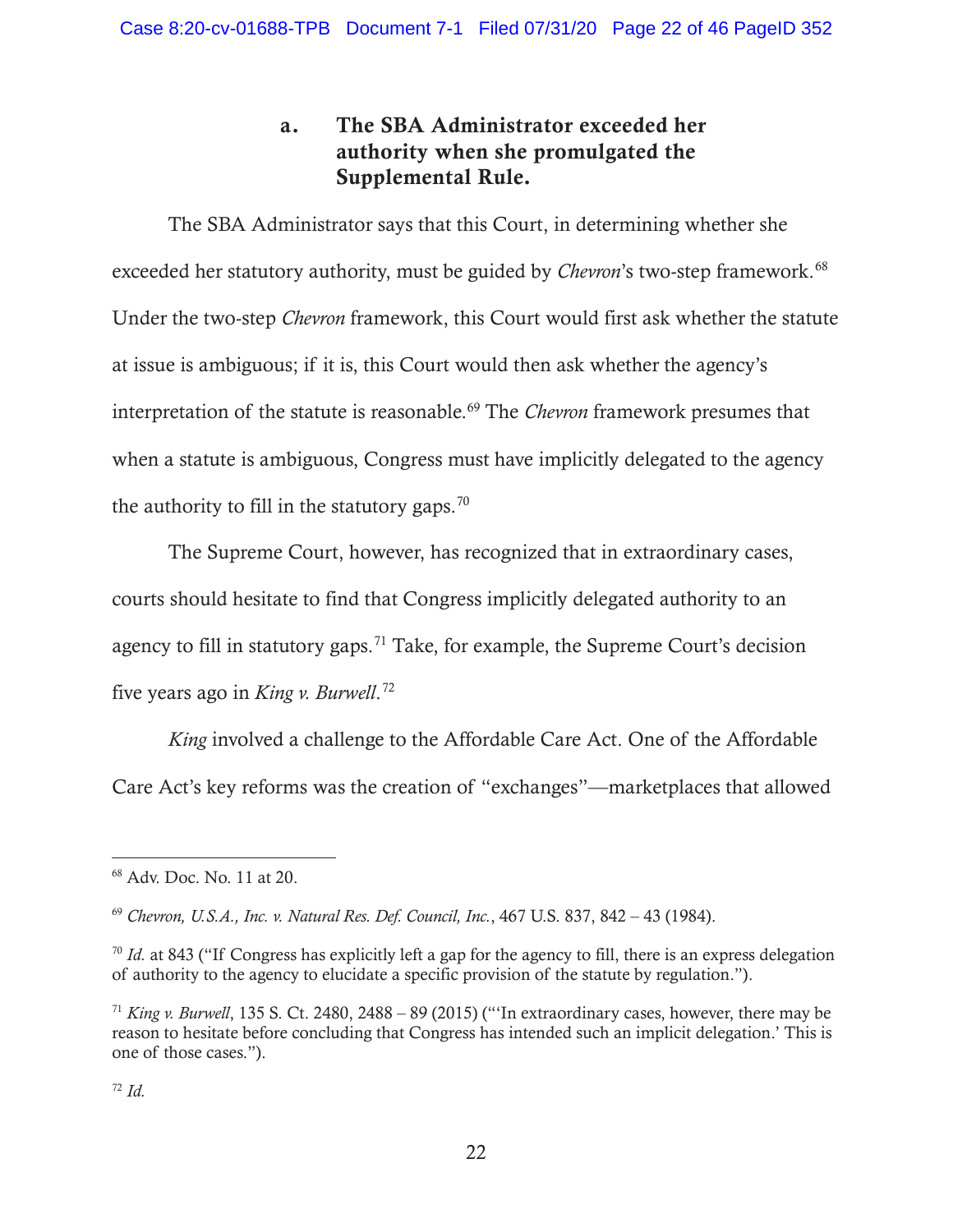### a. The SBA Administrator exceeded her authority when she promulgated the Supplemental Rule.

The SBA Administrator says that this Court, in determining whether she exceeded her statutory authority, must be guided by *Chevron*'s two-step framework.[68] Under the two-step *Chevron* framework, this Court would first ask whether the statute at issue is ambiguous; if it is, this Court would then ask whether the agency's interpretation of the statute is reasonable.[69] The *Chevron* framework presumes that when a statute is ambiguous, Congress must have implicitly delegated to the agency the authority to fill in the statutory gaps.[70]

The Supreme Court, however, has recognized that in extraordinary cases, courts should hesitate to find that Congress implicitly delegated authority to an agency to fill in statutory gaps.[71] Take, for example, the Supreme Court's decision five years ago in *King v. Burwell*.[72]

*King* involved a challenge to the Affordable Care Act. One of the Affordable Care Act's key reforms was the creation of "exchanges"—marketplaces that allowed

---

[68] Adv. Doc. No. 11 at 20.

[69] *Chevron, U.S.A., Inc. v. Natural Res. Def. Council, Inc.*, 467 U.S. 837, 842 – 43 (1984).

[70] *Id.* at 843 ("If Congress has explicitly left a gap for the agency to fill, there is an express delegation of authority to the agency to elucidate a specific provision of the statute by regulation.").

[71] *King v. Burwell*, 135 S. Ct. 2480, 2488 – 89 (2015) ("'In extraordinary cases, however, there may be reason to hesitate before concluding that Congress has intended such an implicit delegation.' This is one of those cases.").

[72] *Id.*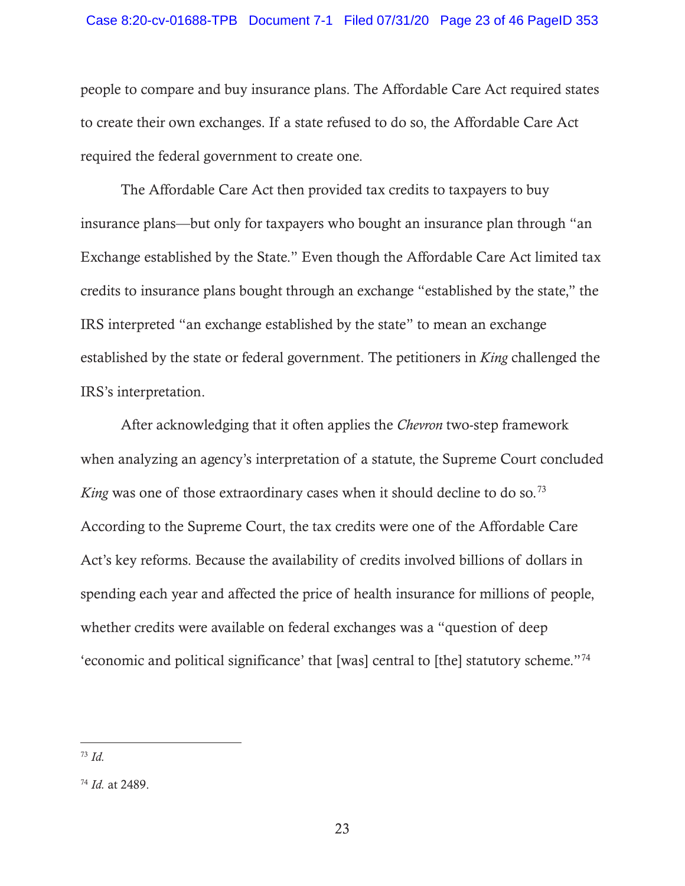people to compare and buy insurance plans. The Affordable Care Act required states to create their own exchanges. If a state refused to do so, the Affordable Care Act required the federal government to create one.

The Affordable Care Act then provided tax credits to taxpayers to buy insurance plans—but only for taxpayers who bought an insurance plan through "an Exchange established by the State." Even though the Affordable Care Act limited tax credits to insurance plans bought through an exchange "established by the state," the IRS interpreted "an exchange established by the state" to mean an exchange established by the state or federal government. The petitioners in *King* challenged the IRS's interpretation.

After acknowledging that it often applies the *Chevron* two-step framework when analyzing an agency's interpretation of a statute, the Supreme Court concluded *King* was one of those extraordinary cases when it should decline to do so.[73] According to the Supreme Court, the tax credits were one of the Affordable Care Act's key reforms. Because the availability of credits involved billions of dollars in spending each year and affected the price of health insurance for millions of people, whether credits were available on federal exchanges was a "question of deep 'economic and political significance' that [was] central to [the] statutory scheme."[74]

---

[73] *Id.*

[74] *Id.* at 2489.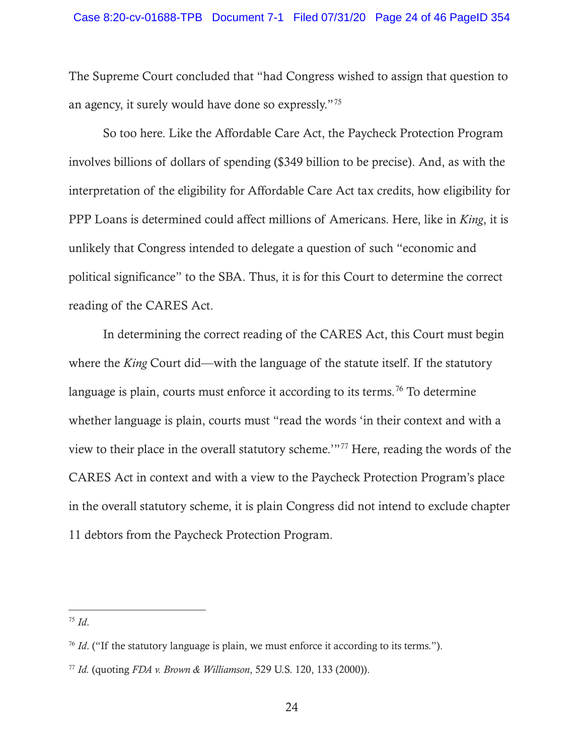The Supreme Court concluded that "had Congress wished to assign that question to an agency, it surely would have done so expressly."[75]

So too here. Like the Affordable Care Act, the Paycheck Protection Program involves billions of dollars of spending ($349 billion to be precise). And, as with the interpretation of the eligibility for Affordable Care Act tax credits, how eligibility for PPP Loans is determined could affect millions of Americans. Here, like in *King*, it is unlikely that Congress intended to delegate a question of such "economic and political significance" to the SBA. Thus, it is for this Court to determine the correct reading of the CARES Act.

In determining the correct reading of the CARES Act, this Court must begin where the *King* Court did—with the language of the statute itself. If the statutory language is plain, courts must enforce it according to its terms.[76] To determine whether language is plain, courts must "read the words 'in their context and with a view to their place in the overall statutory scheme.'"[77] Here, reading the words of the CARES Act in context and with a view to the Paycheck Protection Program's place in the overall statutory scheme, it is plain Congress did not intend to exclude chapter 11 debtors from the Paycheck Protection Program.

---

[75] *Id*.

[76] *Id*. ("If the statutory language is plain, we must enforce it according to its terms.").

[77] *Id.* (quoting *FDA v. Brown & Williamson*, 529 U.S. 120, 133 (2000)).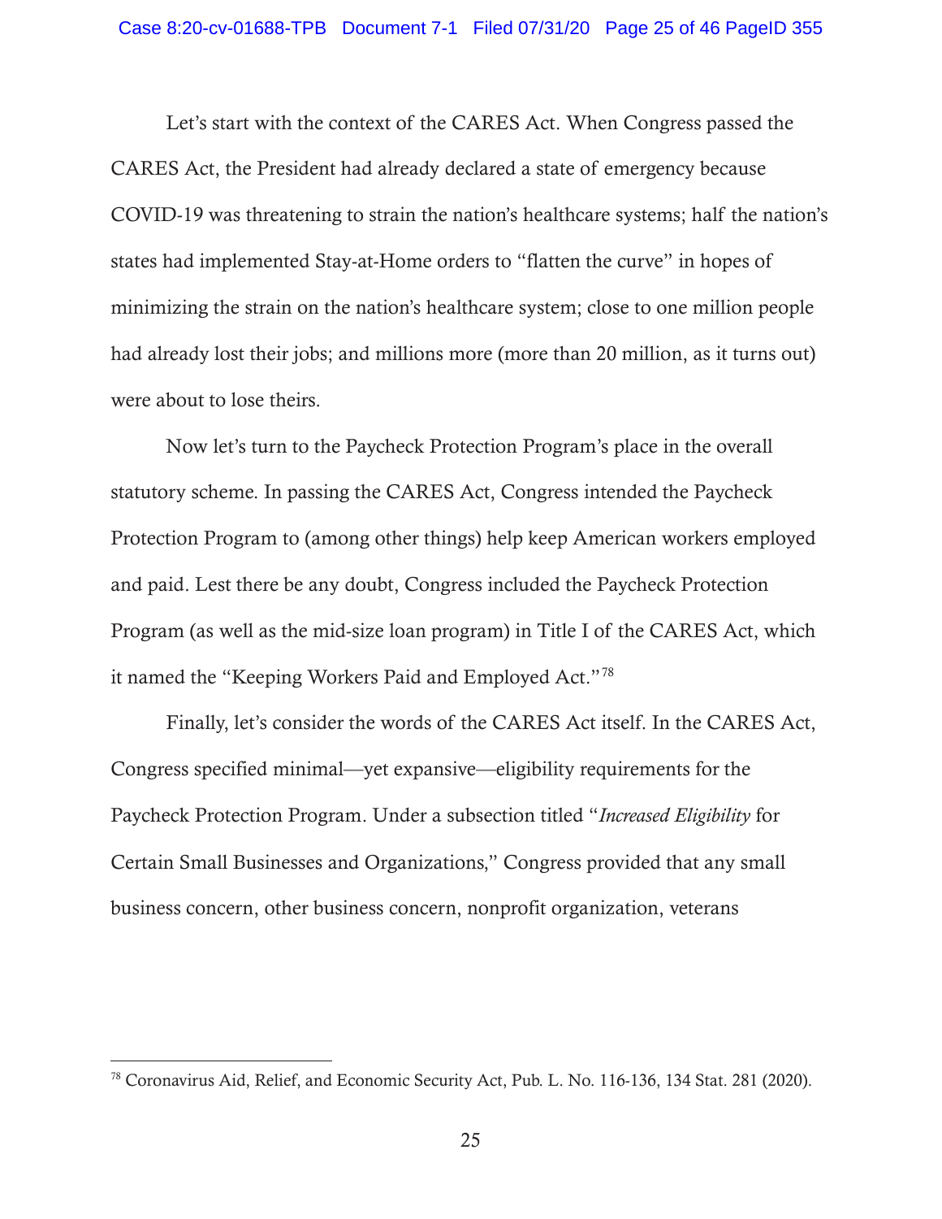Let's start with the context of the CARES Act. When Congress passed the CARES Act, the President had already declared a state of emergency because COVID-19 was threatening to strain the nation's healthcare systems; half the nation's states had implemented Stay-at-Home orders to "flatten the curve" in hopes of minimizing the strain on the nation's healthcare system; close to one million people had already lost their jobs; and millions more (more than 20 million, as it turns out) were about to lose theirs.

Now let's turn to the Paycheck Protection Program's place in the overall statutory scheme. In passing the CARES Act, Congress intended the Paycheck Protection Program to (among other things) help keep American workers employed and paid. Lest there be any doubt, Congress included the Paycheck Protection Program (as well as the mid-size loan program) in Title I of the CARES Act, which it named the "Keeping Workers Paid and Employed Act."[78]

Finally, let's consider the words of the CARES Act itself. In the CARES Act, Congress specified minimal—yet expansive—eligibility requirements for the Paycheck Protection Program. Under a subsection titled "*Increased Eligibility* for Certain Small Businesses and Organizations," Congress provided that any small business concern, other business concern, nonprofit organization, veterans

---

[78] Coronavirus Aid, Relief, and Economic Security Act, Pub. L. No. 116-136, 134 Stat. 281 (2020).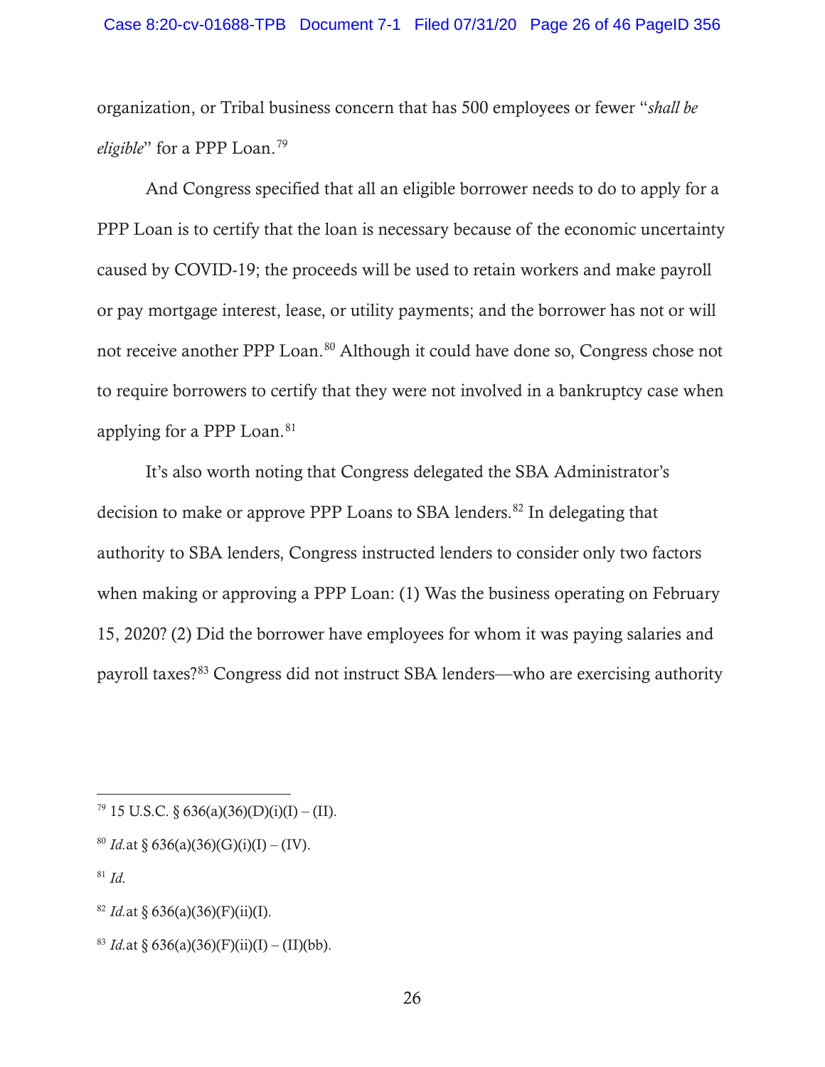organization, or Tribal business concern that has 500 employees or fewer "*shall be eligible*" for a PPP Loan.[79]

And Congress specified that all an eligible borrower needs to do to apply for a PPP Loan is to certify that the loan is necessary because of the economic uncertainty caused by COVID-19; the proceeds will be used to retain workers and make payroll or pay mortgage interest, lease, or utility payments; and the borrower has not or will not receive another PPP Loan.[80] Although it could have done so, Congress chose not to require borrowers to certify that they were not involved in a bankruptcy case when applying for a PPP Loan.[81]

It's also worth noting that Congress delegated the SBA Administrator's decision to make or approve PPP Loans to SBA lenders.[82] In delegating that authority to SBA lenders, Congress instructed lenders to consider only two factors when making or approving a PPP Loan: (1) Was the business operating on February 15, 2020? (2) Did the borrower have employees for whom it was paying salaries and payroll taxes?[83] Congress did not instruct SBA lenders—who are exercising authority

---

[79] 15 U.S.C. § 636(a)(36)(D)(i)(I) – (II).

[80] *Id.*at § 636(a)(36)(G)(i)(I) – (IV).

[81] *Id.*

[82] *Id.*at § 636(a)(36)(F)(ii)(I).

[83] *Id.*at § 636(a)(36)(F)(ii)(I) – (II)(bb).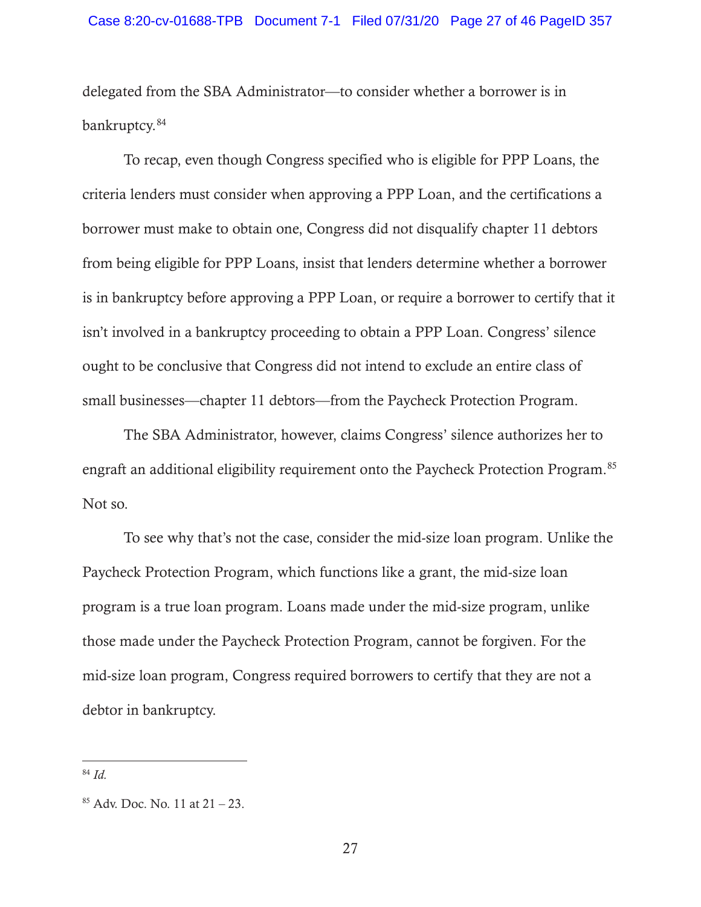delegated from the SBA Administrator—to consider whether a borrower is in bankruptcy.[84]

To recap, even though Congress specified who is eligible for PPP Loans, the criteria lenders must consider when approving a PPP Loan, and the certifications a borrower must make to obtain one, Congress did not disqualify chapter 11 debtors from being eligible for PPP Loans, insist that lenders determine whether a borrower is in bankruptcy before approving a PPP Loan, or require a borrower to certify that it isn't involved in a bankruptcy proceeding to obtain a PPP Loan. Congress' silence ought to be conclusive that Congress did not intend to exclude an entire class of small businesses—chapter 11 debtors—from the Paycheck Protection Program.

The SBA Administrator, however, claims Congress' silence authorizes her to engraft an additional eligibility requirement onto the Paycheck Protection Program.[85] Not so.

To see why that's not the case, consider the mid-size loan program. Unlike the Paycheck Protection Program, which functions like a grant, the mid-size loan program is a true loan program. Loans made under the mid-size program, unlike those made under the Paycheck Protection Program, cannot be forgiven. For the mid-size loan program, Congress required borrowers to certify that they are not a debtor in bankruptcy.

---

[84] *Id.*

[85] Adv. Doc. No. 11 at 21 – 23.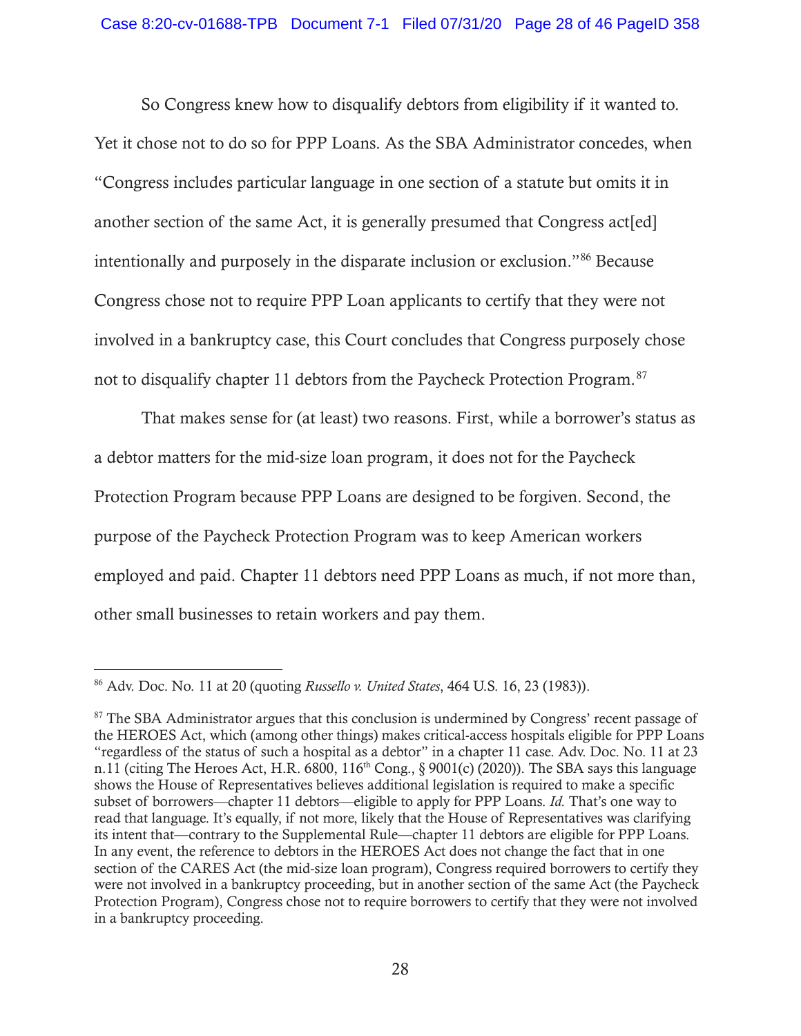So Congress knew how to disqualify debtors from eligibility if it wanted to. Yet it chose not to do so for PPP Loans. As the SBA Administrator concedes, when "Congress includes particular language in one section of a statute but omits it in another section of the same Act, it is generally presumed that Congress act[ed] intentionally and purposely in the disparate inclusion or exclusion."[86] Because Congress chose not to require PPP Loan applicants to certify that they were not involved in a bankruptcy case, this Court concludes that Congress purposely chose not to disqualify chapter 11 debtors from the Paycheck Protection Program.[87]

That makes sense for (at least) two reasons. First, while a borrower's status as a debtor matters for the mid-size loan program, it does not for the Paycheck Protection Program because PPP Loans are designed to be forgiven. Second, the purpose of the Paycheck Protection Program was to keep American workers employed and paid. Chapter 11 debtors need PPP Loans as much, if not more than, other small businesses to retain workers and pay them.

---

[86] Adv. Doc. No. 11 at 20 (quoting *Russello v. United States*, 464 U.S. 16, 23 (1983)).

[87] The SBA Administrator argues that this conclusion is undermined by Congress' recent passage of the HEROES Act, which (among other things) makes critical-access hospitals eligible for PPP Loans "regardless of the status of such a hospital as a debtor" in a chapter 11 case. Adv. Doc. No. 11 at 23 n.11 (citing The Heroes Act, H.R. 6800, 116th Cong., § 9001(c) (2020)). The SBA says this language shows the House of Representatives believes additional legislation is required to make a specific subset of borrowers—chapter 11 debtors—eligible to apply for PPP Loans. *Id.* That's one way to read that language. It's equally, if not more, likely that the House of Representatives was clarifying its intent that—contrary to the Supplemental Rule—chapter 11 debtors are eligible for PPP Loans. In any event, the reference to debtors in the HEROES Act does not change the fact that in one section of the CARES Act (the mid-size loan program), Congress required borrowers to certify they were not involved in a bankruptcy proceeding, but in another section of the same Act (the Paycheck Protection Program), Congress chose not to require borrowers to certify that they were not involved in a bankruptcy proceeding.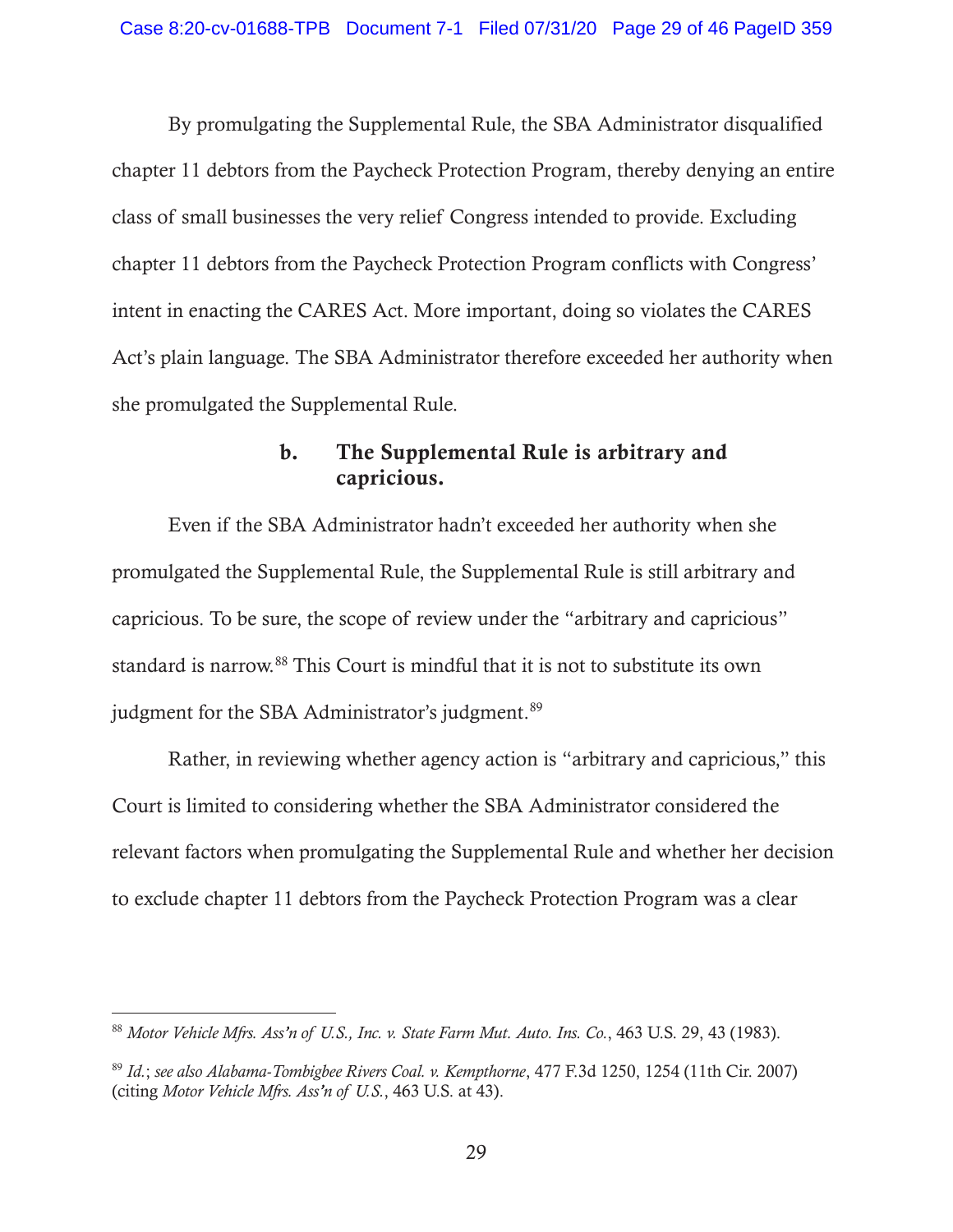By promulgating the Supplemental Rule, the SBA Administrator disqualified chapter 11 debtors from the Paycheck Protection Program, thereby denying an entire class of small businesses the very relief Congress intended to provide. Excluding chapter 11 debtors from the Paycheck Protection Program conflicts with Congress' intent in enacting the CARES Act. More important, doing so violates the CARES Act's plain language. The SBA Administrator therefore exceeded her authority when she promulgated the Supplemental Rule.

### b. The Supplemental Rule is arbitrary and capricious.

Even if the SBA Administrator hadn't exceeded her authority when she promulgated the Supplemental Rule, the Supplemental Rule is still arbitrary and capricious. To be sure, the scope of review under the "arbitrary and capricious" standard is narrow.[88] This Court is mindful that it is not to substitute its own judgment for the SBA Administrator's judgment.[89]

Rather, in reviewing whether agency action is "arbitrary and capricious," this Court is limited to considering whether the SBA Administrator considered the relevant factors when promulgating the Supplemental Rule and whether her decision to exclude chapter 11 debtors from the Paycheck Protection Program was a clear

---

[88] *Motor Vehicle Mfrs. Ass'n of U.S., Inc. v. State Farm Mut. Auto. Ins. Co.*, 463 U.S. 29, 43 (1983).

[89] *Id.*; *see also Alabama-Tombigbee Rivers Coal. v. Kempthorne*, 477 F.3d 1250, 1254 (11th Cir. 2007) (citing *Motor Vehicle Mfrs. Ass'n of U.S.*, 463 U.S. at 43).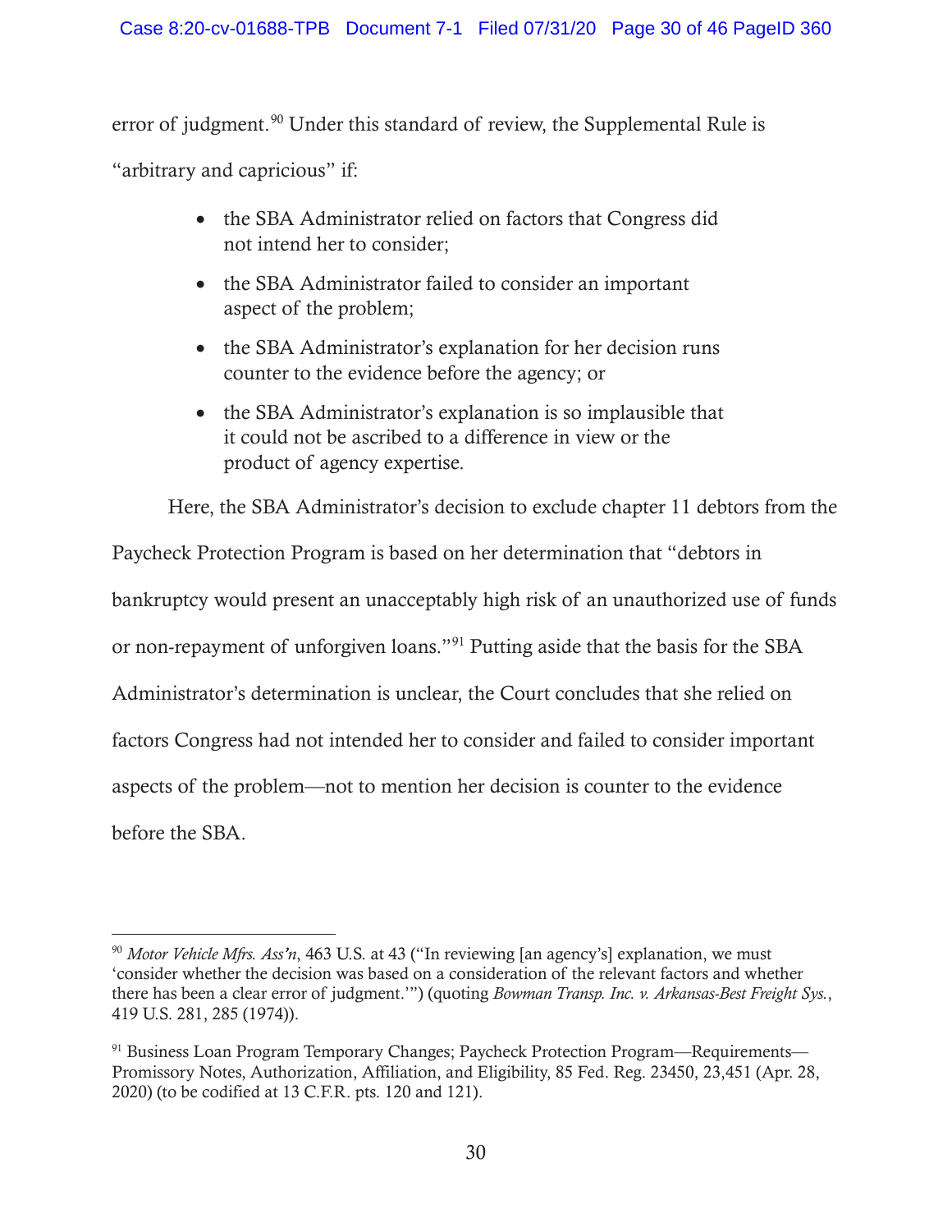error of judgment.[90] Under this standard of review, the Supplemental Rule is "arbitrary and capricious" if:

- the SBA Administrator relied on factors that Congress did not intend her to consider;
- the SBA Administrator failed to consider an important aspect of the problem;
- the SBA Administrator's explanation for her decision runs counter to the evidence before the agency; or
- the SBA Administrator's explanation is so implausible that it could not be ascribed to a difference in view or the product of agency expertise.

Here, the SBA Administrator's decision to exclude chapter 11 debtors from the Paycheck Protection Program is based on her determination that "debtors in bankruptcy would present an unacceptably high risk of an unauthorized use of funds or non-repayment of unforgiven loans."[91] Putting aside that the basis for the SBA Administrator's determination is unclear, the Court concludes that she relied on factors Congress had not intended her to consider and failed to consider important aspects of the problem—not to mention her decision is counter to the evidence before the SBA.

---

[90] *Motor Vehicle Mfrs. Ass'n*, 463 U.S. at 43 ("In reviewing [an agency's] explanation, we must 'consider whether the decision was based on a consideration of the relevant factors and whether there has been a clear error of judgment.'") (quoting *Bowman Transp. Inc. v. Arkansas-Best Freight Sys.*, 419 U.S. 281, 285 (1974)).

[91] Business Loan Program Temporary Changes; Paycheck Protection Program—Requirements—Promissory Notes, Authorization, Affiliation, and Eligibility, 85 Fed. Reg. 23450, 23,451 (Apr. 28, 2020) (to be codified at 13 C.F.R. pts. 120 and 121).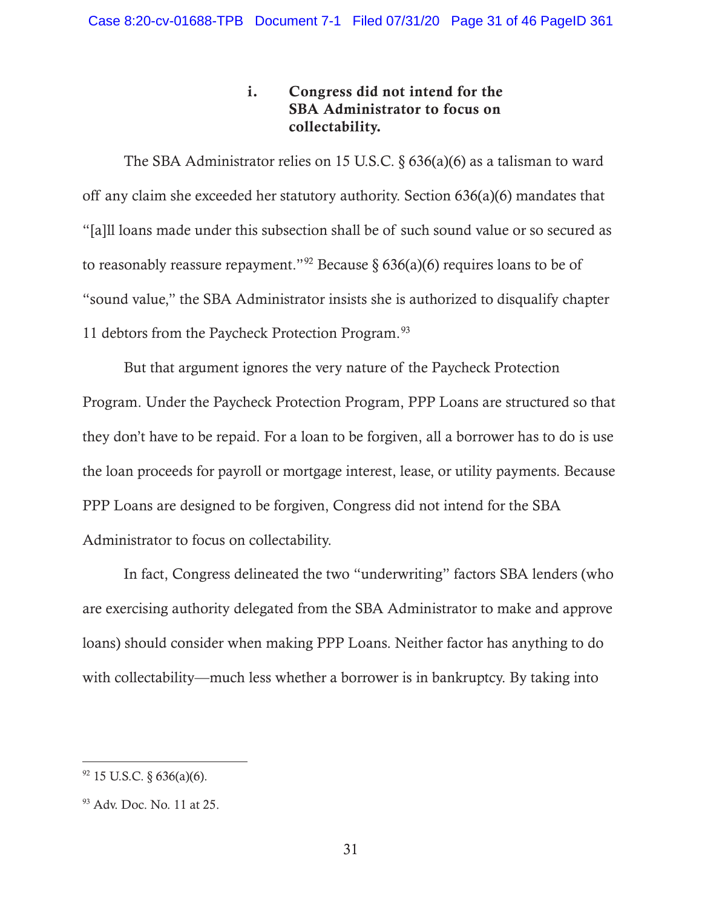### i. Congress did not intend for the SBA Administrator to focus on collectability.

The SBA Administrator relies on 15 U.S.C. § 636(a)(6) as a talisman to ward off any claim she exceeded her statutory authority. Section 636(a)(6) mandates that "[a]ll loans made under this subsection shall be of such sound value or so secured as to reasonably reassure repayment."[92] Because § 636(a)(6) requires loans to be of "sound value," the SBA Administrator insists she is authorized to disqualify chapter 11 debtors from the Paycheck Protection Program.[93]

But that argument ignores the very nature of the Paycheck Protection Program. Under the Paycheck Protection Program, PPP Loans are structured so that they don't have to be repaid. For a loan to be forgiven, all a borrower has to do is use the loan proceeds for payroll or mortgage interest, lease, or utility payments. Because PPP Loans are designed to be forgiven, Congress did not intend for the SBA Administrator to focus on collectability.

In fact, Congress delineated the two "underwriting" factors SBA lenders (who are exercising authority delegated from the SBA Administrator to make and approve loans) should consider when making PPP Loans. Neither factor has anything to do with collectability—much less whether a borrower is in bankruptcy. By taking into

---

[92] 15 U.S.C. § 636(a)(6).

[93] Adv. Doc. No. 11 at 25.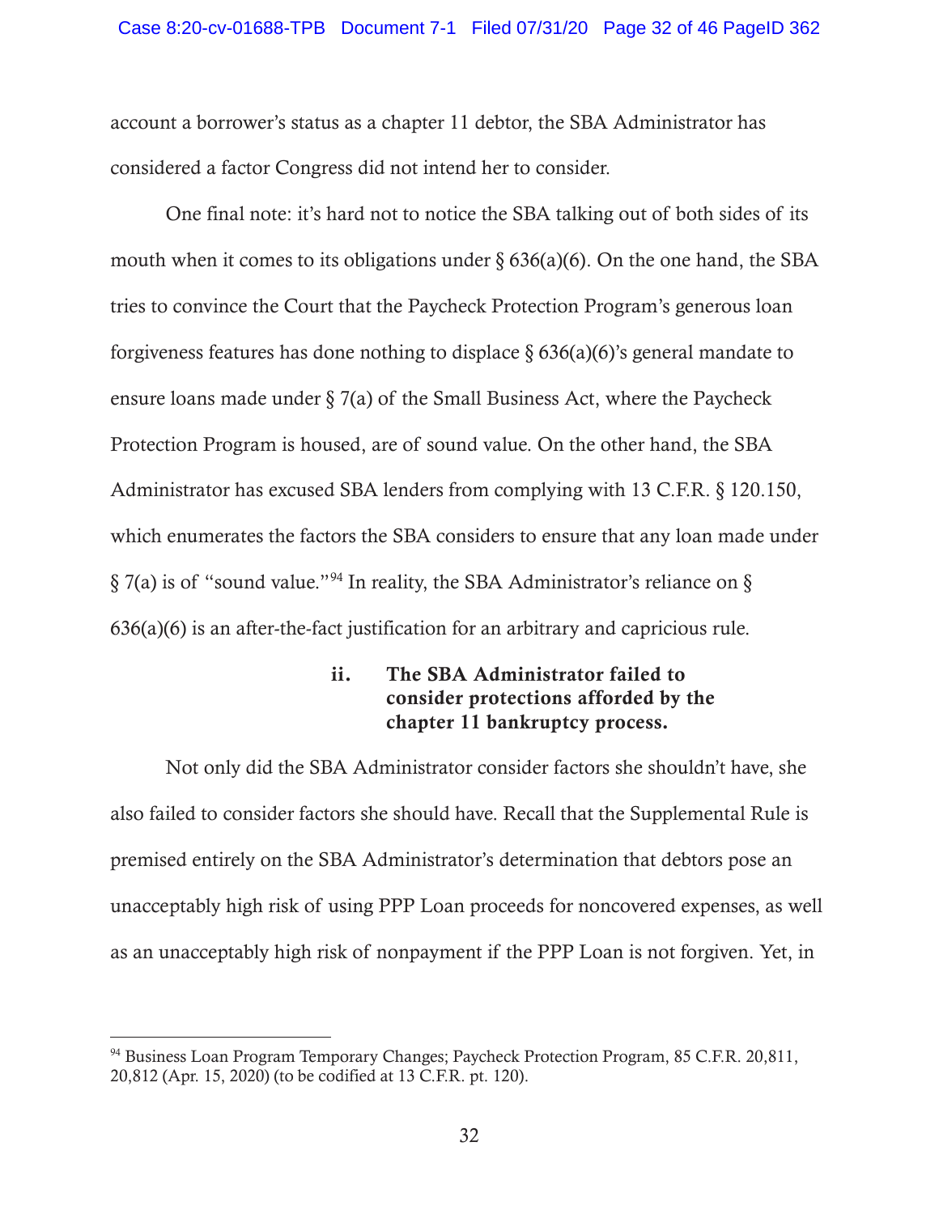account a borrower's status as a chapter 11 debtor, the SBA Administrator has considered a factor Congress did not intend her to consider.

One final note: it's hard not to notice the SBA talking out of both sides of its mouth when it comes to its obligations under § 636(a)(6). On the one hand, the SBA tries to convince the Court that the Paycheck Protection Program's generous loan forgiveness features has done nothing to displace § 636(a)(6)'s general mandate to ensure loans made under § 7(a) of the Small Business Act, where the Paycheck Protection Program is housed, are of sound value. On the other hand, the SBA Administrator has excused SBA lenders from complying with 13 C.F.R. § 120.150, which enumerates the factors the SBA considers to ensure that any loan made under § 7(a) is of "sound value."[94] In reality, the SBA Administrator's reliance on § 636(a)(6) is an after-the-fact justification for an arbitrary and capricious rule.

#### ii. The SBA Administrator failed to consider protections afforded by the chapter 11 bankruptcy process.

Not only did the SBA Administrator consider factors she shouldn't have, she also failed to consider factors she should have. Recall that the Supplemental Rule is premised entirely on the SBA Administrator's determination that debtors pose an unacceptably high risk of using PPP Loan proceeds for noncovered expenses, as well as an unacceptably high risk of nonpayment if the PPP Loan is not forgiven. Yet, in

---

[94] Business Loan Program Temporary Changes; Paycheck Protection Program, 85 C.F.R. 20,811, 20,812 (Apr. 15, 2020) (to be codified at 13 C.F.R. pt. 120).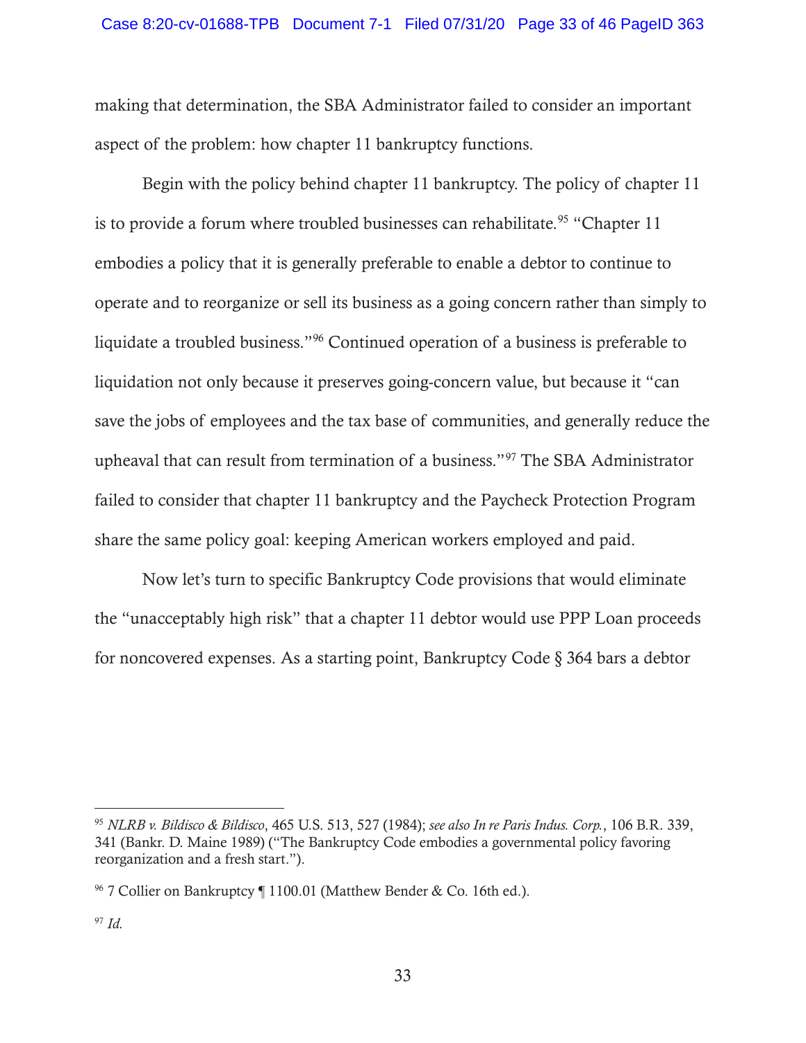making that determination, the SBA Administrator failed to consider an important aspect of the problem: how chapter 11 bankruptcy functions.

Begin with the policy behind chapter 11 bankruptcy. The policy of chapter 11 is to provide a forum where troubled businesses can rehabilitate.[95] "Chapter 11 embodies a policy that it is generally preferable to enable a debtor to continue to operate and to reorganize or sell its business as a going concern rather than simply to liquidate a troubled business."[96] Continued operation of a business is preferable to liquidation not only because it preserves going-concern value, but because it "can save the jobs of employees and the tax base of communities, and generally reduce the upheaval that can result from termination of a business."[97] The SBA Administrator failed to consider that chapter 11 bankruptcy and the Paycheck Protection Program share the same policy goal: keeping American workers employed and paid.

Now let's turn to specific Bankruptcy Code provisions that would eliminate the "unacceptably high risk" that a chapter 11 debtor would use PPP Loan proceeds for noncovered expenses. As a starting point, Bankruptcy Code § 364 bars a debtor

---

[95] *NLRB v. Bildisco & Bildisco*, 465 U.S. 513, 527 (1984); *see also In re Paris Indus. Corp.*, 106 B.R. 339, 341 (Bankr. D. Maine 1989) ("The Bankruptcy Code embodies a governmental policy favoring reorganization and a fresh start.").

[96] 7 Collier on Bankruptcy ¶ 1100.01 (Matthew Bender & Co. 16th ed.).

[97] *Id.*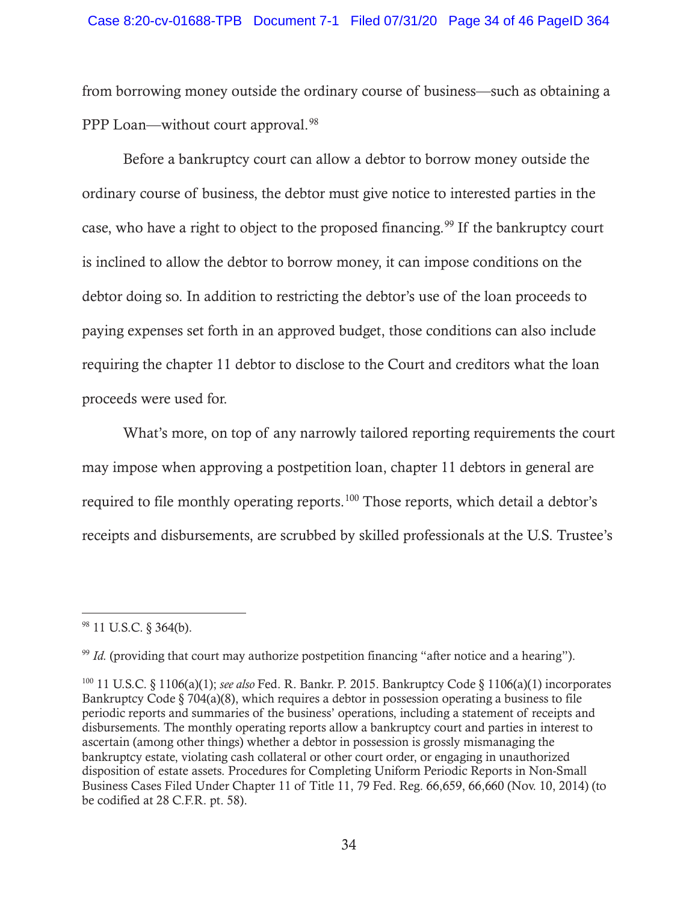from borrowing money outside the ordinary course of business—such as obtaining a PPP Loan—without court approval.[98]

Before a bankruptcy court can allow a debtor to borrow money outside the ordinary course of business, the debtor must give notice to interested parties in the case, who have a right to object to the proposed financing.[99] If the bankruptcy court is inclined to allow the debtor to borrow money, it can impose conditions on the debtor doing so. In addition to restricting the debtor's use of the loan proceeds to paying expenses set forth in an approved budget, those conditions can also include requiring the chapter 11 debtor to disclose to the Court and creditors what the loan proceeds were used for.

What's more, on top of any narrowly tailored reporting requirements the court may impose when approving a postpetition loan, chapter 11 debtors in general are required to file monthly operating reports.[100] Those reports, which detail a debtor's receipts and disbursements, are scrubbed by skilled professionals at the U.S. Trustee's

---

[98] 11 U.S.C. § 364(b).

[99] *Id.* (providing that court may authorize postpetition financing "after notice and a hearing").

[100] 11 U.S.C. § 1106(a)(1); *see also* Fed. R. Bankr. P. 2015. Bankruptcy Code § 1106(a)(1) incorporates Bankruptcy Code § 704(a)(8), which requires a debtor in possession operating a business to file periodic reports and summaries of the business' operations, including a statement of receipts and disbursements. The monthly operating reports allow a bankruptcy court and parties in interest to ascertain (among other things) whether a debtor in possession is grossly mismanaging the bankruptcy estate, violating cash collateral or other court order, or engaging in unauthorized disposition of estate assets. Procedures for Completing Uniform Periodic Reports in Non-Small Business Cases Filed Under Chapter 11 of Title 11, 79 Fed. Reg. 66,659, 66,660 (Nov. 10, 2014) (to be codified at 28 C.F.R. pt. 58).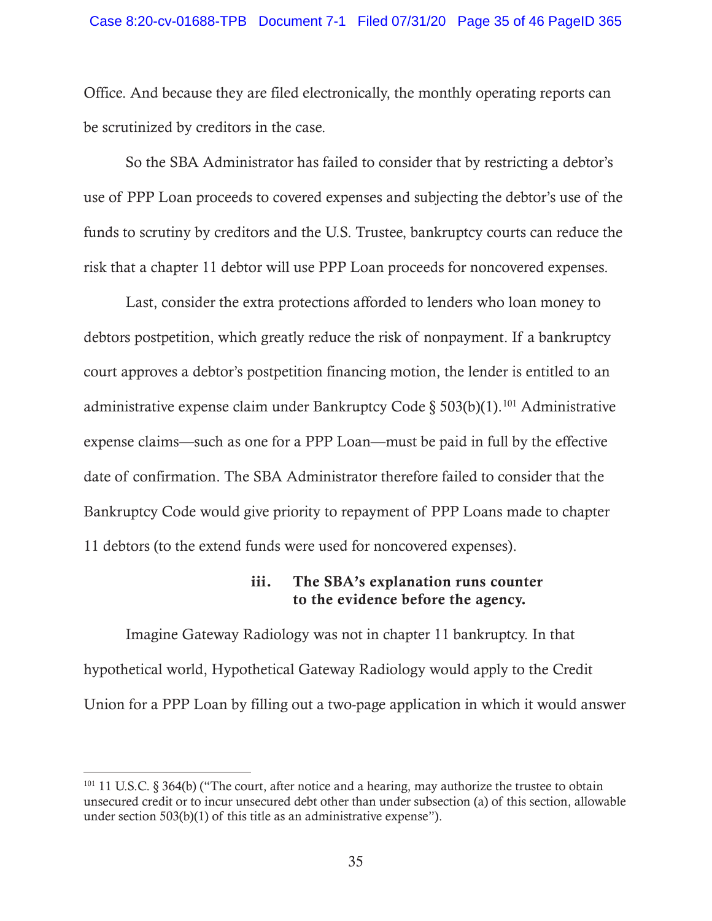Office. And because they are filed electronically, the monthly operating reports can be scrutinized by creditors in the case.

So the SBA Administrator has failed to consider that by restricting a debtor's use of PPP Loan proceeds to covered expenses and subjecting the debtor's use of the funds to scrutiny by creditors and the U.S. Trustee, bankruptcy courts can reduce the risk that a chapter 11 debtor will use PPP Loan proceeds for noncovered expenses.

Last, consider the extra protections afforded to lenders who loan money to debtors postpetition, which greatly reduce the risk of nonpayment. If a bankruptcy court approves a debtor's postpetition financing motion, the lender is entitled to an administrative expense claim under Bankruptcy Code § 503(b)(1).[101] Administrative expense claims—such as one for a PPP Loan—must be paid in full by the effective date of confirmation. The SBA Administrator therefore failed to consider that the Bankruptcy Code would give priority to repayment of PPP Loans made to chapter 11 debtors (to the extend funds were used for noncovered expenses).

#### iii. The SBA's explanation runs counter to the evidence before the agency.

Imagine Gateway Radiology was not in chapter 11 bankruptcy. In that hypothetical world, Hypothetical Gateway Radiology would apply to the Credit Union for a PPP Loan by filling out a two-page application in which it would answer

---

[101] 11 U.S.C. § 364(b) ("The court, after notice and a hearing, may authorize the trustee to obtain unsecured credit or to incur unsecured debt other than under subsection (a) of this section, allowable under section 503(b)(1) of this title as an administrative expense").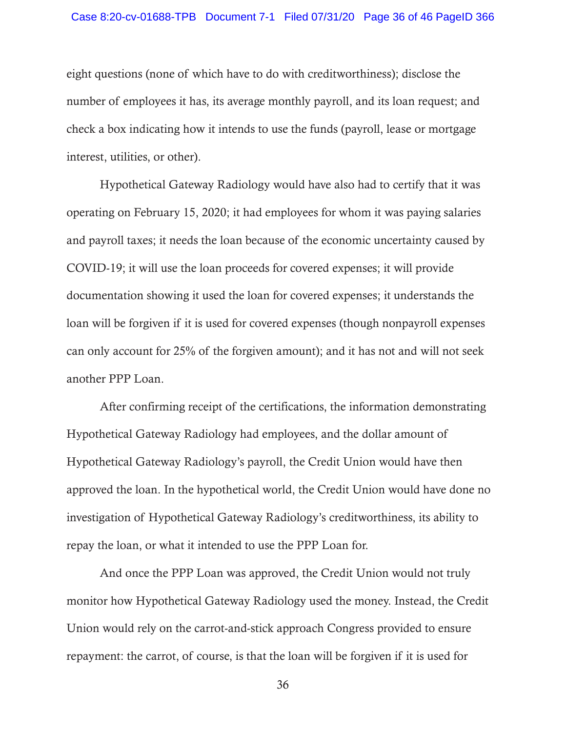eight questions (none of which have to do with creditworthiness); disclose the number of employees it has, its average monthly payroll, and its loan request; and check a box indicating how it intends to use the funds (payroll, lease or mortgage interest, utilities, or other).

Hypothetical Gateway Radiology would have also had to certify that it was operating on February 15, 2020; it had employees for whom it was paying salaries and payroll taxes; it needs the loan because of the economic uncertainty caused by COVID-19; it will use the loan proceeds for covered expenses; it will provide documentation showing it used the loan for covered expenses; it understands the loan will be forgiven if it is used for covered expenses (though nonpayroll expenses can only account for 25% of the forgiven amount); and it has not and will not seek another PPP Loan.

After confirming receipt of the certifications, the information demonstrating Hypothetical Gateway Radiology had employees, and the dollar amount of Hypothetical Gateway Radiology's payroll, the Credit Union would have then approved the loan. In the hypothetical world, the Credit Union would have done no investigation of Hypothetical Gateway Radiology's creditworthiness, its ability to repay the loan, or what it intended to use the PPP Loan for.

And once the PPP Loan was approved, the Credit Union would not truly monitor how Hypothetical Gateway Radiology used the money. Instead, the Credit Union would rely on the carrot-and-stick approach Congress provided to ensure repayment: the carrot, of course, is that the loan will be forgiven if it is used for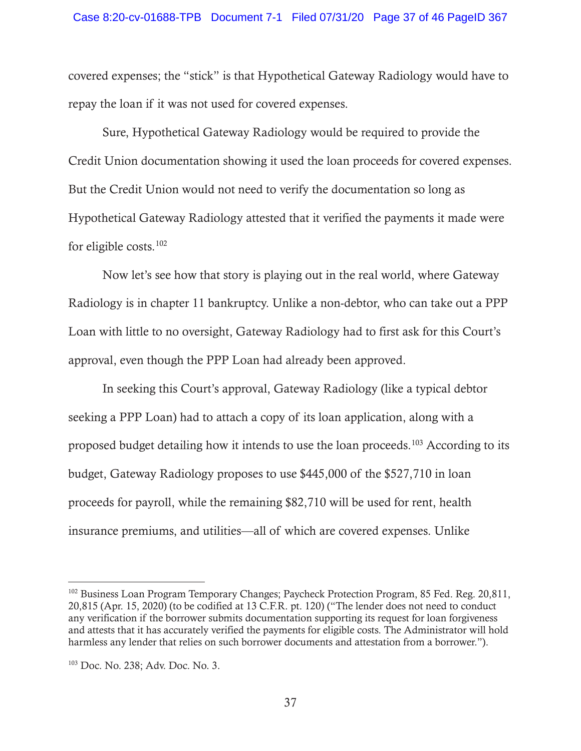covered expenses; the "stick" is that Hypothetical Gateway Radiology would have to repay the loan if it was not used for covered expenses.

Sure, Hypothetical Gateway Radiology would be required to provide the Credit Union documentation showing it used the loan proceeds for covered expenses. But the Credit Union would not need to verify the documentation so long as Hypothetical Gateway Radiology attested that it verified the payments it made were for eligible costs.[102]

Now let's see how that story is playing out in the real world, where Gateway Radiology is in chapter 11 bankruptcy. Unlike a non-debtor, who can take out a PPP Loan with little to no oversight, Gateway Radiology had to first ask for this Court's approval, even though the PPP Loan had already been approved.

In seeking this Court's approval, Gateway Radiology (like a typical debtor seeking a PPP Loan) had to attach a copy of its loan application, along with a proposed budget detailing how it intends to use the loan proceeds.[103] According to its budget, Gateway Radiology proposes to use $445,000 of the $527,710 in loan proceeds for payroll, while the remaining $82,710 will be used for rent, health insurance premiums, and utilities—all of which are covered expenses. Unlike

---

[102] Business Loan Program Temporary Changes; Paycheck Protection Program, 85 Fed. Reg. 20,811, 20,815 (Apr. 15, 2020) (to be codified at 13 C.F.R. pt. 120) ("The lender does not need to conduct any verification if the borrower submits documentation supporting its request for loan forgiveness and attests that it has accurately verified the payments for eligible costs. The Administrator will hold harmless any lender that relies on such borrower documents and attestation from a borrower.").

[103] Doc. No. 238; Adv. Doc. No. 3.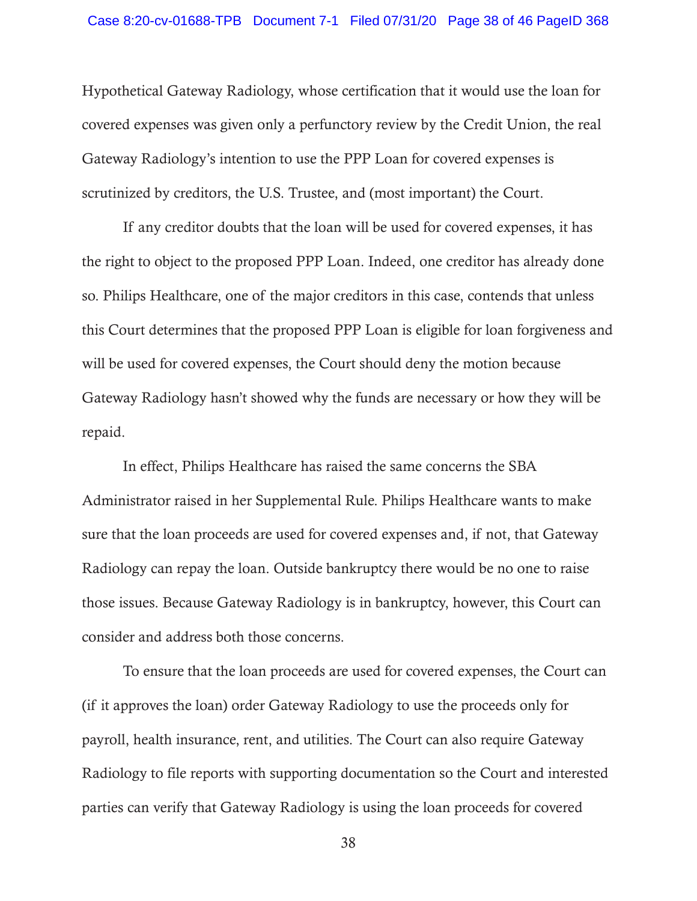Hypothetical Gateway Radiology, whose certification that it would use the loan for covered expenses was given only a perfunctory review by the Credit Union, the real Gateway Radiology's intention to use the PPP Loan for covered expenses is scrutinized by creditors, the U.S. Trustee, and (most important) the Court.

If any creditor doubts that the loan will be used for covered expenses, it has the right to object to the proposed PPP Loan. Indeed, one creditor has already done so. Philips Healthcare, one of the major creditors in this case, contends that unless this Court determines that the proposed PPP Loan is eligible for loan forgiveness and will be used for covered expenses, the Court should deny the motion because Gateway Radiology hasn't showed why the funds are necessary or how they will be repaid.

In effect, Philips Healthcare has raised the same concerns the SBA Administrator raised in her Supplemental Rule. Philips Healthcare wants to make sure that the loan proceeds are used for covered expenses and, if not, that Gateway Radiology can repay the loan. Outside bankruptcy there would be no one to raise those issues. Because Gateway Radiology is in bankruptcy, however, this Court can consider and address both those concerns.

To ensure that the loan proceeds are used for covered expenses, the Court can (if it approves the loan) order Gateway Radiology to use the proceeds only for payroll, health insurance, rent, and utilities. The Court can also require Gateway Radiology to file reports with supporting documentation so the Court and interested parties can verify that Gateway Radiology is using the loan proceeds for covered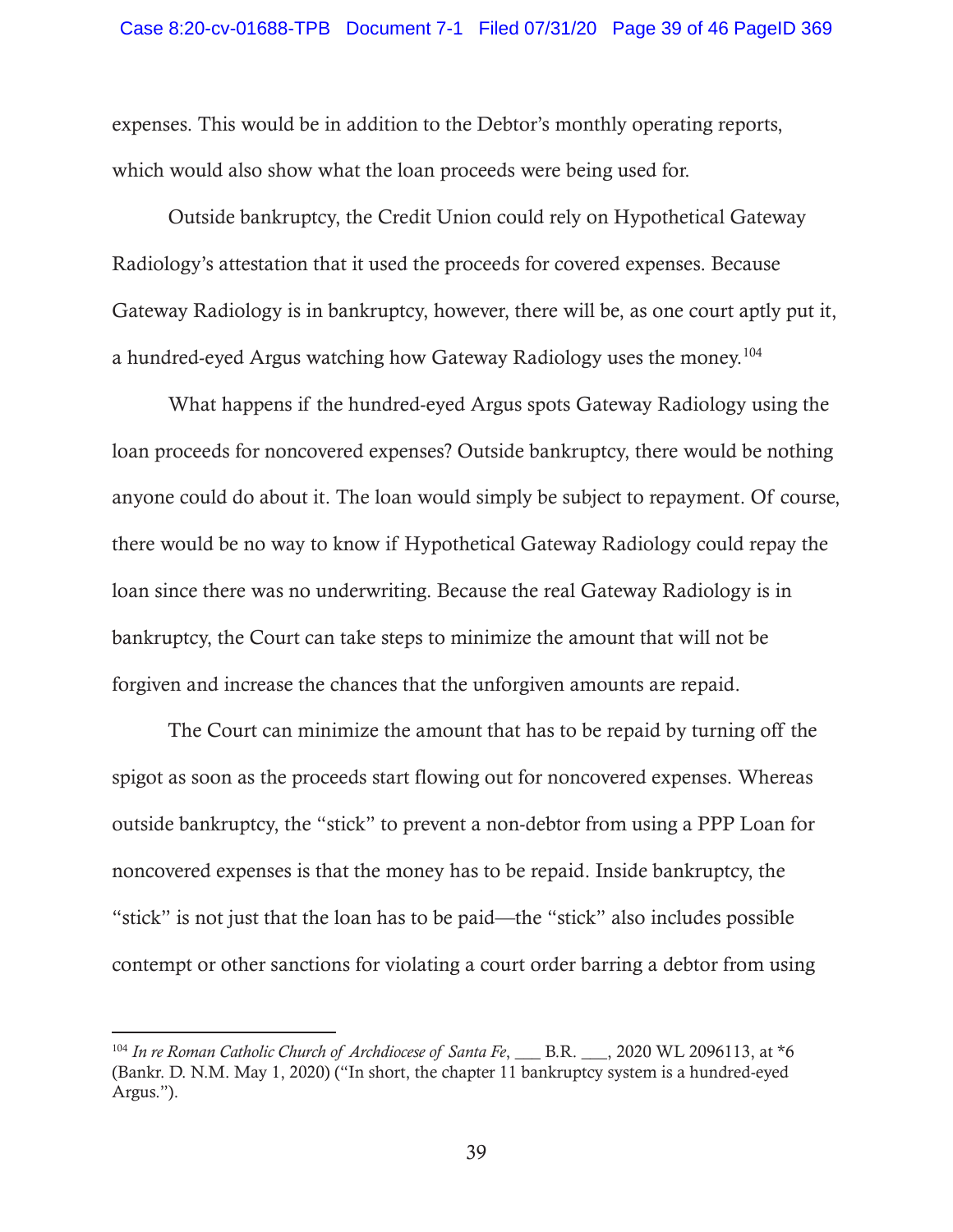expenses. This would be in addition to the Debtor's monthly operating reports, which would also show what the loan proceeds were being used for.

Outside bankruptcy, the Credit Union could rely on Hypothetical Gateway Radiology's attestation that it used the proceeds for covered expenses. Because Gateway Radiology is in bankruptcy, however, there will be, as one court aptly put it, a hundred-eyed Argus watching how Gateway Radiology uses the money.[104]

What happens if the hundred-eyed Argus spots Gateway Radiology using the loan proceeds for noncovered expenses? Outside bankruptcy, there would be nothing anyone could do about it. The loan would simply be subject to repayment. Of course, there would be no way to know if Hypothetical Gateway Radiology could repay the loan since there was no underwriting. Because the real Gateway Radiology is in bankruptcy, the Court can take steps to minimize the amount that will not be forgiven and increase the chances that the unforgiven amounts are repaid.

The Court can minimize the amount that has to be repaid by turning off the spigot as soon as the proceeds start flowing out for noncovered expenses. Whereas outside bankruptcy, the "stick" to prevent a non-debtor from using a PPP Loan for noncovered expenses is that the money has to be repaid. Inside bankruptcy, the "stick" is not just that the loan has to be paid—the "stick" also includes possible contempt or other sanctions for violating a court order barring a debtor from using

---

[104] *In re Roman Catholic Church of Archdiocese of Santa Fe*, ___ B.R. ___, 2020 WL 2096113, at *6 (Bankr. D. N.M. May 1, 2020) ("In short, the chapter 11 bankruptcy system is a hundred-eyed Argus.").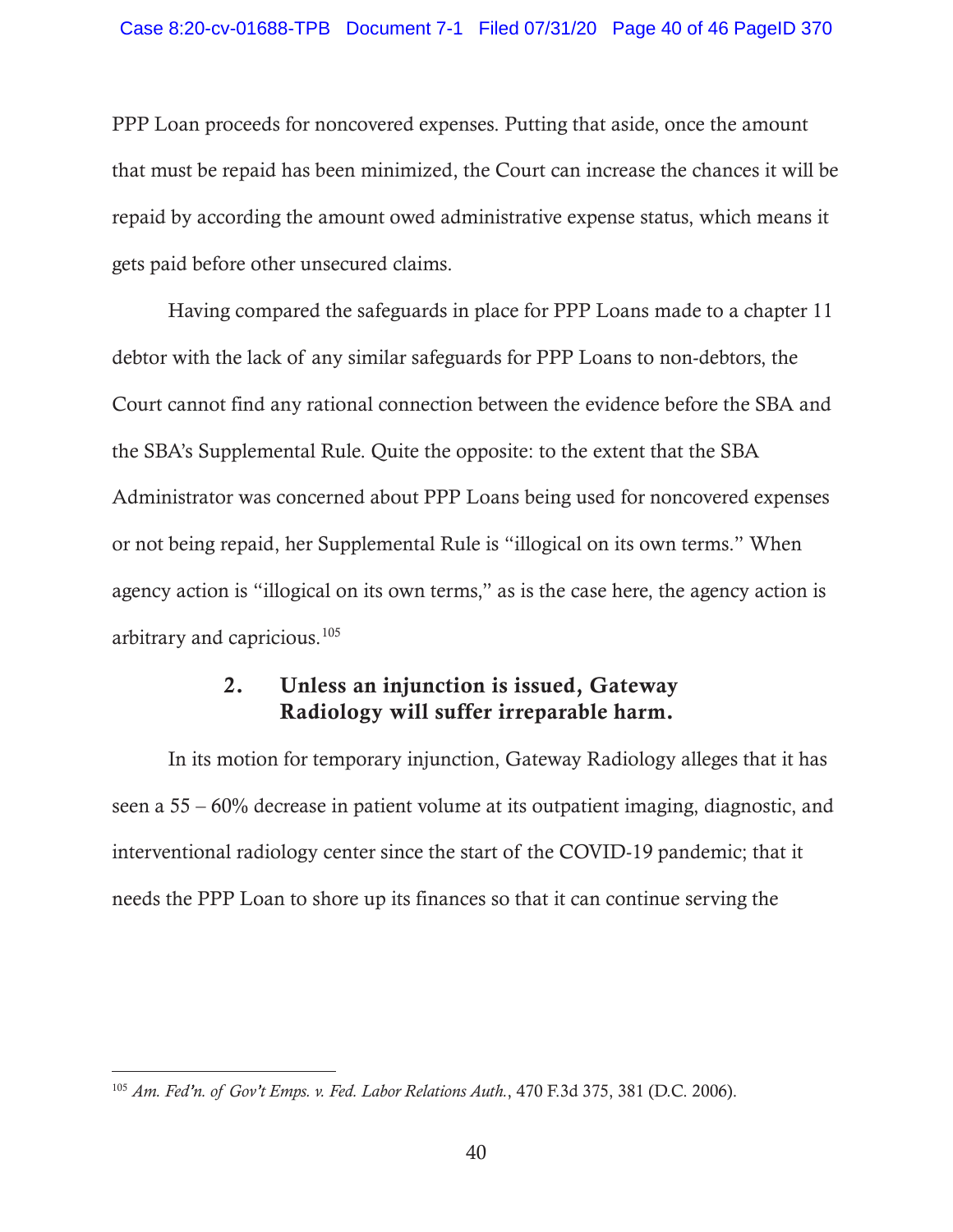PPP Loan proceeds for noncovered expenses. Putting that aside, once the amount that must be repaid has been minimized, the Court can increase the chances it will be repaid by according the amount owed administrative expense status, which means it gets paid before other unsecured claims.

Having compared the safeguards in place for PPP Loans made to a chapter 11 debtor with the lack of any similar safeguards for PPP Loans to non-debtors, the Court cannot find any rational connection between the evidence before the SBA and the SBA's Supplemental Rule. Quite the opposite: to the extent that the SBA Administrator was concerned about PPP Loans being used for noncovered expenses or not being repaid, her Supplemental Rule is "illogical on its own terms." When agency action is "illogical on its own terms," as is the case here, the agency action is arbitrary and capricious.[105]

### 2. Unless an injunction is issued, Gateway Radiology will suffer irreparable harm.

In its motion for temporary injunction, Gateway Radiology alleges that it has seen a 55 – 60% decrease in patient volume at its outpatient imaging, diagnostic, and interventional radiology center since the start of the COVID-19 pandemic; that it needs the PPP Loan to shore up its finances so that it can continue serving the

---

[105] *Am. Fed'n. of Gov't Emps. v. Fed. Labor Relations Auth.*, 470 F.3d 375, 381 (D.C. 2006).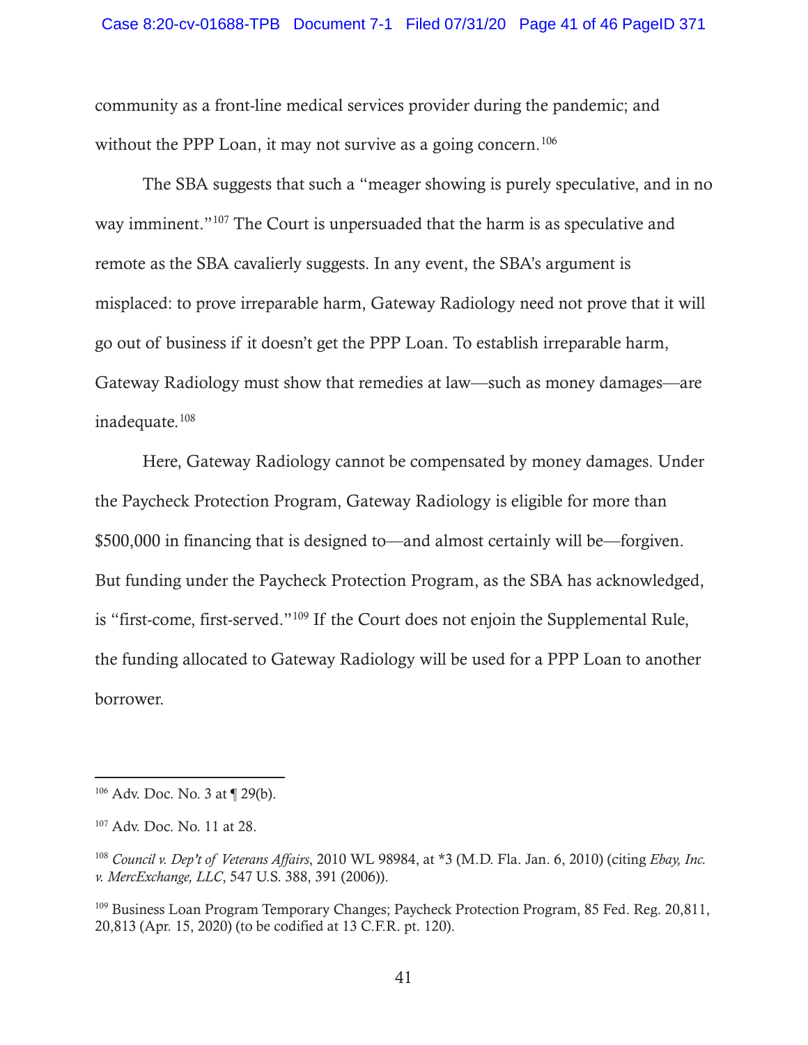community as a front-line medical services provider during the pandemic; and without the PPP Loan, it may not survive as a going concern.[106]

The SBA suggests that such a "meager showing is purely speculative, and in no way imminent."[107] The Court is unpersuaded that the harm is as speculative and remote as the SBA cavalierly suggests. In any event, the SBA's argument is misplaced: to prove irreparable harm, Gateway Radiology need not prove that it will go out of business if it doesn't get the PPP Loan. To establish irreparable harm, Gateway Radiology must show that remedies at law—such as money damages—are inadequate.[108]

Here, Gateway Radiology cannot be compensated by money damages. Under the Paycheck Protection Program, Gateway Radiology is eligible for more than $500,000 in financing that is designed to—and almost certainly will be—forgiven. But funding under the Paycheck Protection Program, as the SBA has acknowledged, is "first-come, first-served."[109] If the Court does not enjoin the Supplemental Rule, the funding allocated to Gateway Radiology will be used for a PPP Loan to another borrower.

---

[106] Adv. Doc. No. 3 at ¶ 29(b).

[107] Adv. Doc. No. 11 at 28.

[108] *Council v. Dep't of Veterans Affairs*, 2010 WL 98984, at *3 (M.D. Fla. Jan. 6, 2010) (citing *Ebay, Inc. v. MercExchange, LLC*, 547 U.S. 388, 391 (2006)).

[109] Business Loan Program Temporary Changes; Paycheck Protection Program, 85 Fed. Reg. 20,811, 20,813 (Apr. 15, 2020) (to be codified at 13 C.F.R. pt. 120).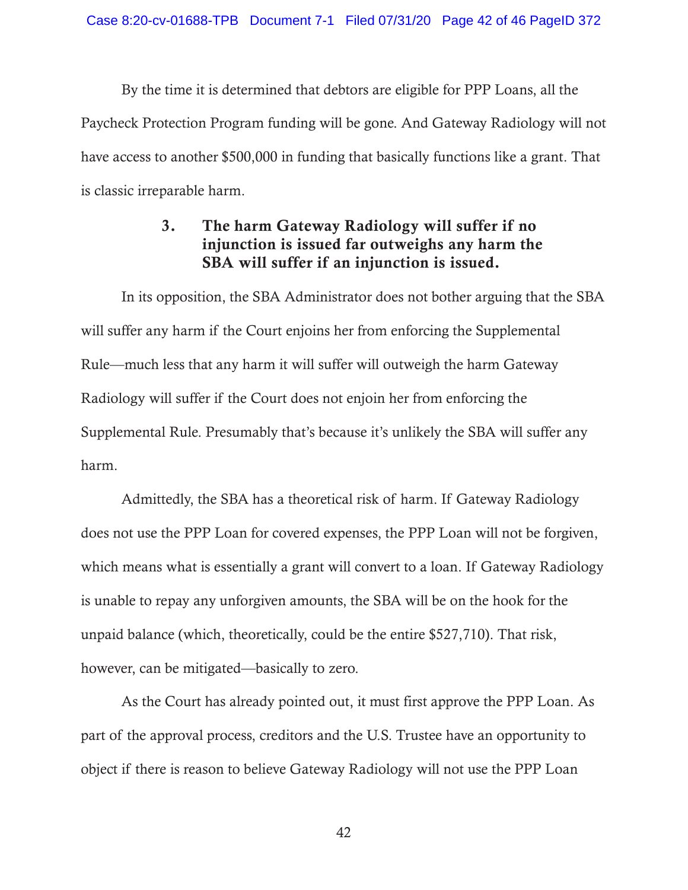By the time it is determined that debtors are eligible for PPP Loans, all the Paycheck Protection Program funding will be gone. And Gateway Radiology will not have access to another $500,000 in funding that basically functions like a grant. That is classic irreparable harm.

### 3. The harm Gateway Radiology will suffer if no injunction is issued far outweighs any harm the SBA will suffer if an injunction is issued.

In its opposition, the SBA Administrator does not bother arguing that the SBA will suffer any harm if the Court enjoins her from enforcing the Supplemental Rule—much less that any harm it will suffer will outweigh the harm Gateway Radiology will suffer if the Court does not enjoin her from enforcing the Supplemental Rule. Presumably that's because it's unlikely the SBA will suffer any harm.

Admittedly, the SBA has a theoretical risk of harm. If Gateway Radiology does not use the PPP Loan for covered expenses, the PPP Loan will not be forgiven, which means what is essentially a grant will convert to a loan. If Gateway Radiology is unable to repay any unforgiven amounts, the SBA will be on the hook for the unpaid balance (which, theoretically, could be the entire $527,710). That risk, however, can be mitigated—basically to zero.

As the Court has already pointed out, it must first approve the PPP Loan. As part of the approval process, creditors and the U.S. Trustee have an opportunity to object if there is reason to believe Gateway Radiology will not use the PPP Loan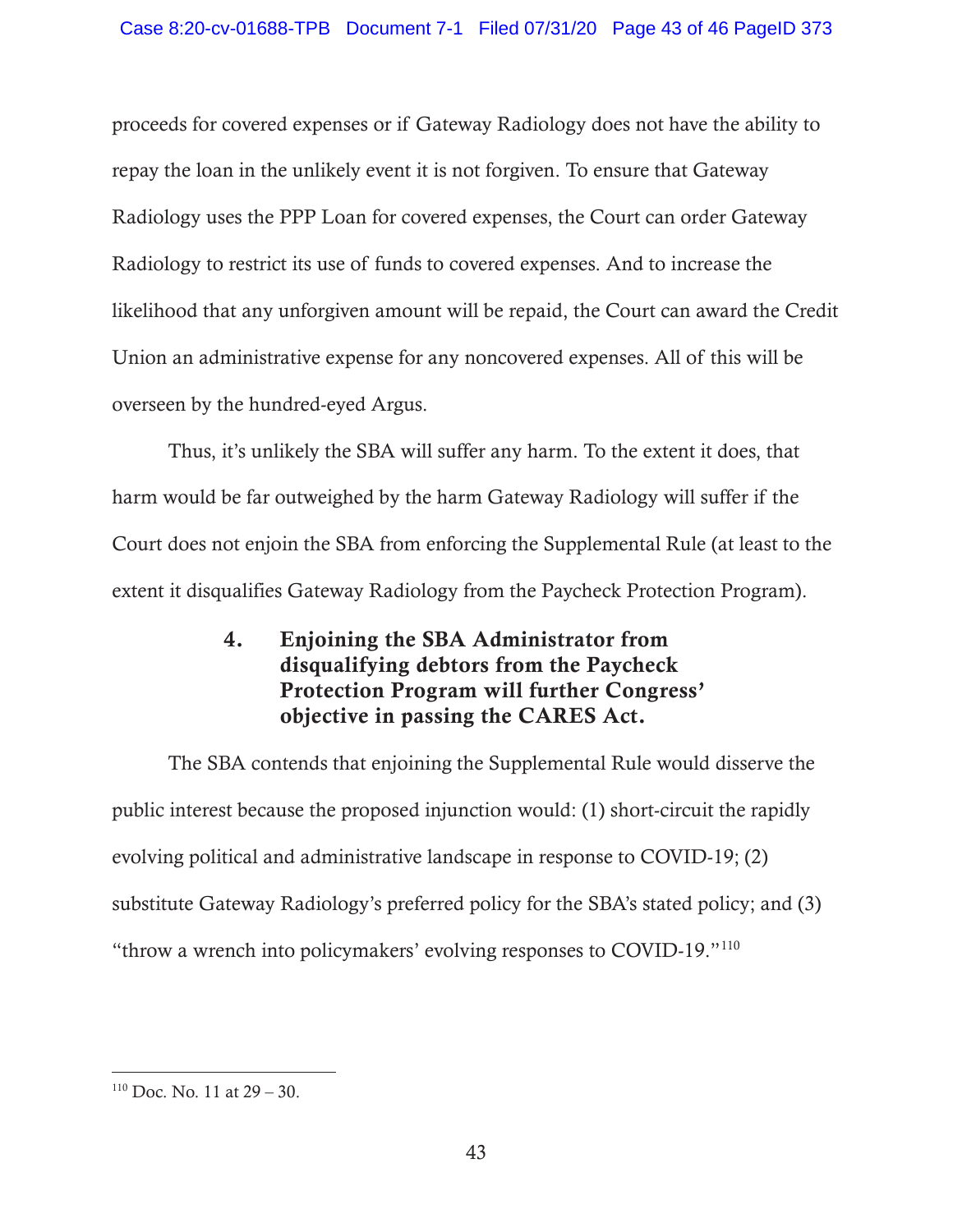proceeds for covered expenses or if Gateway Radiology does not have the ability to repay the loan in the unlikely event it is not forgiven. To ensure that Gateway Radiology uses the PPP Loan for covered expenses, the Court can order Gateway Radiology to restrict its use of funds to covered expenses. And to increase the likelihood that any unforgiven amount will be repaid, the Court can award the Credit Union an administrative expense for any noncovered expenses. All of this will be overseen by the hundred-eyed Argus.

Thus, it's unlikely the SBA will suffer any harm. To the extent it does, that harm would be far outweighed by the harm Gateway Radiology will suffer if the Court does not enjoin the SBA from enforcing the Supplemental Rule (at least to the extent it disqualifies Gateway Radiology from the Paycheck Protection Program).

**4. Enjoining the SBA Administrator from disqualifying debtors from the Paycheck Protection Program will further Congress' objective in passing the CARES Act.**

The SBA contends that enjoining the Supplemental Rule would disserve the public interest because the proposed injunction would: (1) short-circuit the rapidly evolving political and administrative landscape in response to COVID-19; (2) substitute Gateway Radiology's preferred policy for the SBA's stated policy; and (3) "throw a wrench into policymakers' evolving responses to COVID-19."[110]

---

[110] Doc. No. 11 at 29 – 30.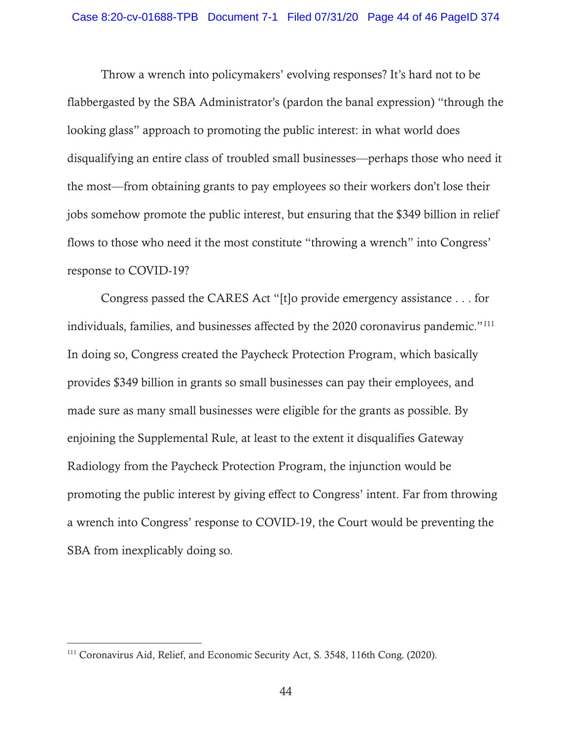Throw a wrench into policymakers' evolving responses? It's hard not to be flabbergasted by the SBA Administrator's (pardon the banal expression) "through the looking glass" approach to promoting the public interest: in what world does disqualifying an entire class of troubled small businesses—perhaps those who need it the most—from obtaining grants to pay employees so their workers don't lose their jobs somehow promote the public interest, but ensuring that the $349 billion in relief flows to those who need it the most constitute "throwing a wrench" into Congress' response to COVID-19?

Congress passed the CARES Act "[t]o provide emergency assistance . . . for individuals, families, and businesses affected by the 2020 coronavirus pandemic."[111] In doing so, Congress created the Paycheck Protection Program, which basically provides $349 billion in grants so small businesses can pay their employees, and made sure as many small businesses were eligible for the grants as possible. By enjoining the Supplemental Rule, at least to the extent it disqualifies Gateway Radiology from the Paycheck Protection Program, the injunction would be promoting the public interest by giving effect to Congress' intent. Far from throwing a wrench into Congress' response to COVID-19, the Court would be preventing the SBA from inexplicably doing so.

---

[111] Coronavirus Aid, Relief, and Economic Security Act, S. 3548, 116th Cong. (2020).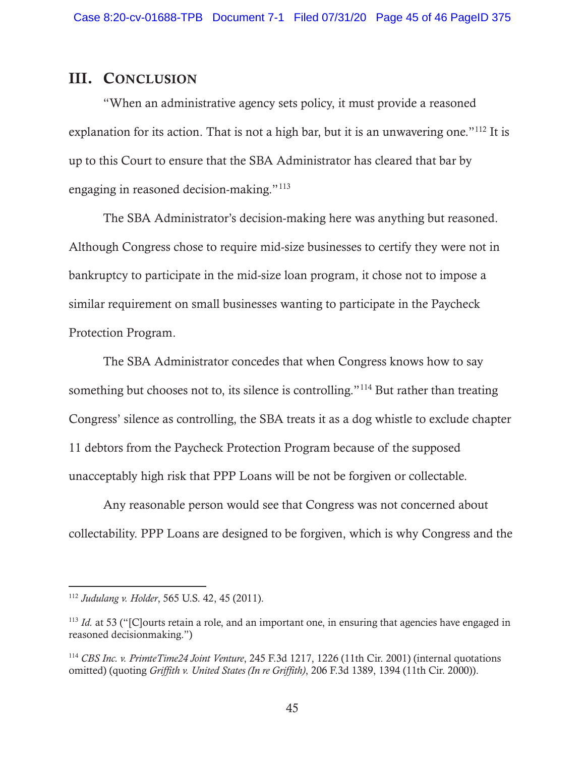## III. Conclusion

"When an administrative agency sets policy, it must provide a reasoned explanation for its action. That is not a high bar, but it is an unwavering one."[112] It is up to this Court to ensure that the SBA Administrator has cleared that bar by engaging in reasoned decision-making."[113]

The SBA Administrator's decision-making here was anything but reasoned. Although Congress chose to require mid-size businesses to certify they were not in bankruptcy to participate in the mid-size loan program, it chose not to impose a similar requirement on small businesses wanting to participate in the Paycheck Protection Program.

The SBA Administrator concedes that when Congress knows how to say something but chooses not to, its silence is controlling."[114] But rather than treating Congress' silence as controlling, the SBA treats it as a dog whistle to exclude chapter 11 debtors from the Paycheck Protection Program because of the supposed unacceptably high risk that PPP Loans will be not be forgiven or collectable.

Any reasonable person would see that Congress was not concerned about collectability. PPP Loans are designed to be forgiven, which is why Congress and the

---

[112] *Judulang v. Holder*, 565 U.S. 42, 45 (2011).

[113] *Id.* at 53 ("[C]ourts retain a role, and an important one, in ensuring that agencies have engaged in reasoned decisionmaking.")

[114] *CBS Inc. v. PrimteTime24 Joint Venture*, 245 F.3d 1217, 1226 (11th Cir. 2001) (internal quotations omitted) (quoting *Griffith v. United States (In re Griffith)*, 206 F.3d 1389, 1394 (11th Cir. 2000)).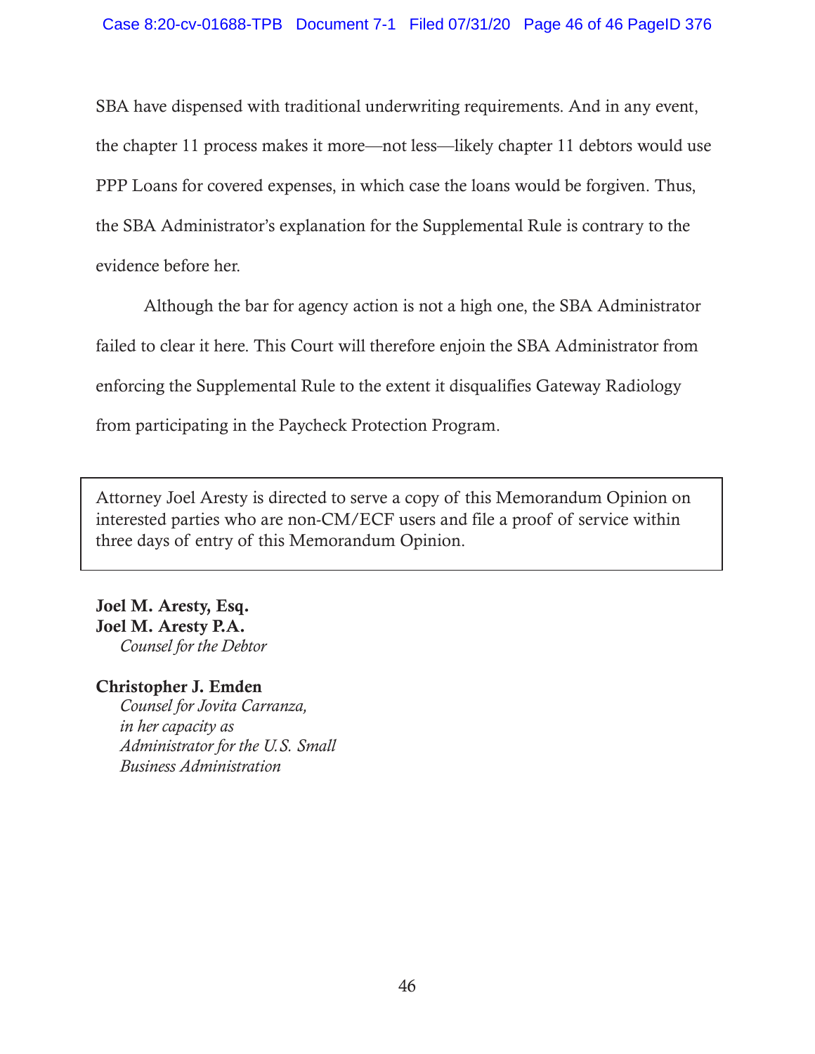SBA have dispensed with traditional underwriting requirements. And in any event, the chapter 11 process makes it more—not less—likely chapter 11 debtors would use PPP Loans for covered expenses, in which case the loans would be forgiven. Thus, the SBA Administrator's explanation for the Supplemental Rule is contrary to the evidence before her.

Although the bar for agency action is not a high one, the SBA Administrator failed to clear it here. This Court will therefore enjoin the SBA Administrator from enforcing the Supplemental Rule to the extent it disqualifies Gateway Radiology from participating in the Paycheck Protection Program.

Attorney Joel Aresty is directed to serve a copy of this Memorandum Opinion on interested parties who are non-CM/ECF users and file a proof of service within three days of entry of this Memorandum Opinion.

**Joel M. Aresty, Esq.**
**Joel M. Aresty P.A.**
*Counsel for the Debtor*

**Christopher J. Emden**
*Counsel for Jovita Carranza, in her capacity as Administrator for the U.S. Small Business Administration*